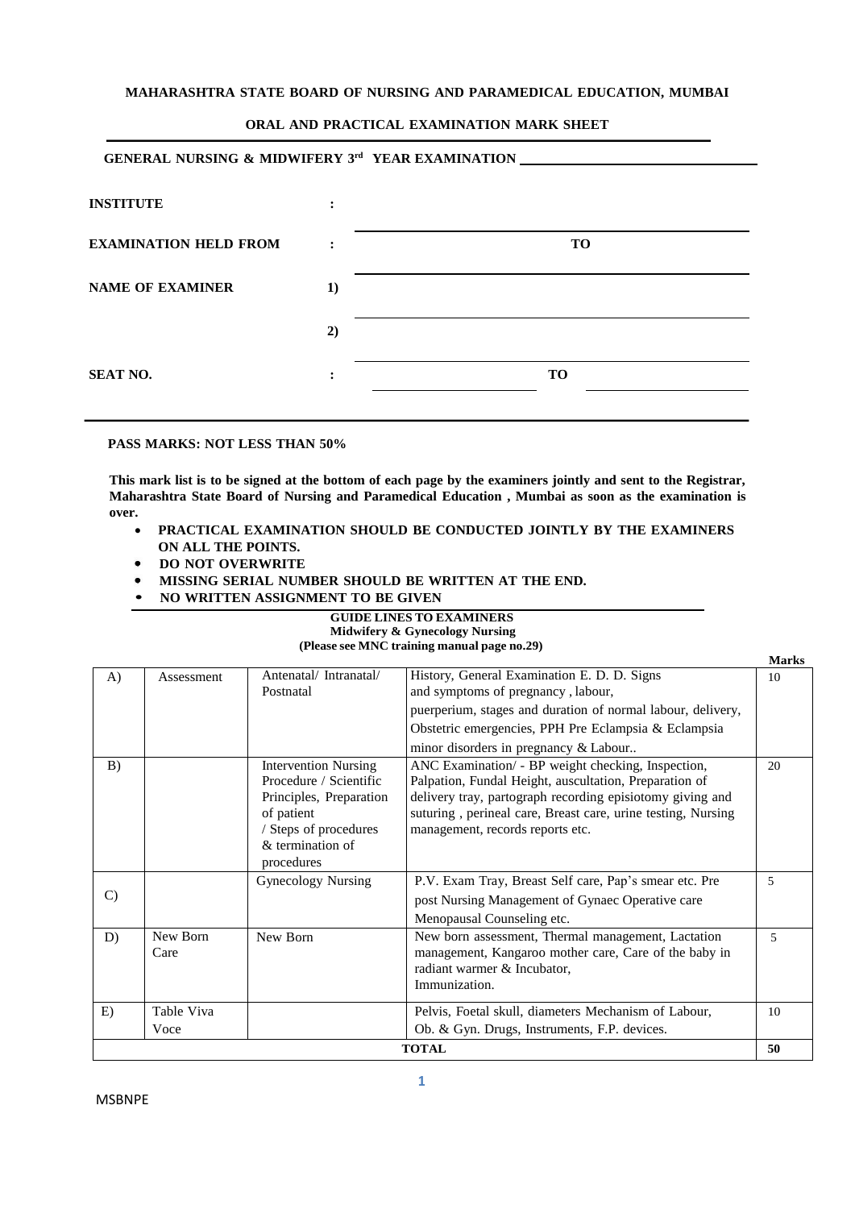**MAHARASHTRA STATE BOARD OF NURSING AND PARAMEDICAL EDUCATION, MUMBAI**

**ORAL AND PRACTICAL EXAMINATION MARK SHEET**

**GENERAL NURSING & MIDWIFERY 3rd YEAR EXAMINATION** ____________________

**INSTITUTE** :

**EXAMINATION HELD FROM** : ____________ **TO** ____________

**NAME OF EXAMINER** 1) ____________________

2) ____________________

**SEAT NO.** : ____________ **TO** ____________

**PASS MARKS: NOT LESS THAN 50%**

**This mark list is to be signed at the bottom of each page by the examiners jointly and sent to the Registrar, Maharashtra State Board of Nursing and Paramedical Education , Mumbai as soon as the examination is over.**

- **PRACTICAL EXAMINATION SHOULD BE CONDUCTED JOINTLY BY THE EXAMINERS ON ALL THE POINTS.**
- **DO NOT OVERWRITE**
- **MISSING SERIAL NUMBER SHOULD BE WRITTEN AT THE END.**
- **NO WRITTEN ASSIGNMENT TO BE GIVEN**

**GUIDE LINES TO EXAMINERS**
**Midwifery & Gynecology Nursing**
**(Please see MNC training manual page no.29)**

| | | | | **Marks** |
|---|---|---|---|---|
| A) | Assessment | Antenatal/ Intranatal/ Postnatal | History, General Examination E. D. D. Signs and symptoms of pregnancy , labour, puerperium, stages and duration of normal labour, delivery, Obstetric emergencies, PPH Pre Eclampsia & Eclampsia minor disorders in pregnancy & Labour.. | 10 |
| B) | | Intervention Nursing Procedure / Scientific Principles, Preparation of patient / Steps of procedures & termination of procedures | ANC Examination/ - BP weight checking, Inspection, Palpation, Fundal Height, auscultation, Preparation of delivery tray, partograph recording episiotomy giving and suturing , perineal care, Breast care, urine testing, Nursing management, records reports etc. | 20 |
| C) | | Gynecology Nursing | P.V. Exam Tray, Breast Self care, Pap's smear etc. Pre post Nursing Management of Gynaec Operative care Menopausal Counseling etc. | 5 |
| D) | New Born Care | New Born | New born assessment, Thermal management, Lactation management, Kangaroo mother care, Care of the baby in radiant warmer & Incubator, Immunization. | 5 |
| E) | Table Viva Voce | | Pelvis, Foetal skull, diameters Mechanism of Labour, Ob. & Gyn. Drugs, Instruments, F.P. devices. | 10 |
| | | | **TOTAL** | **50** |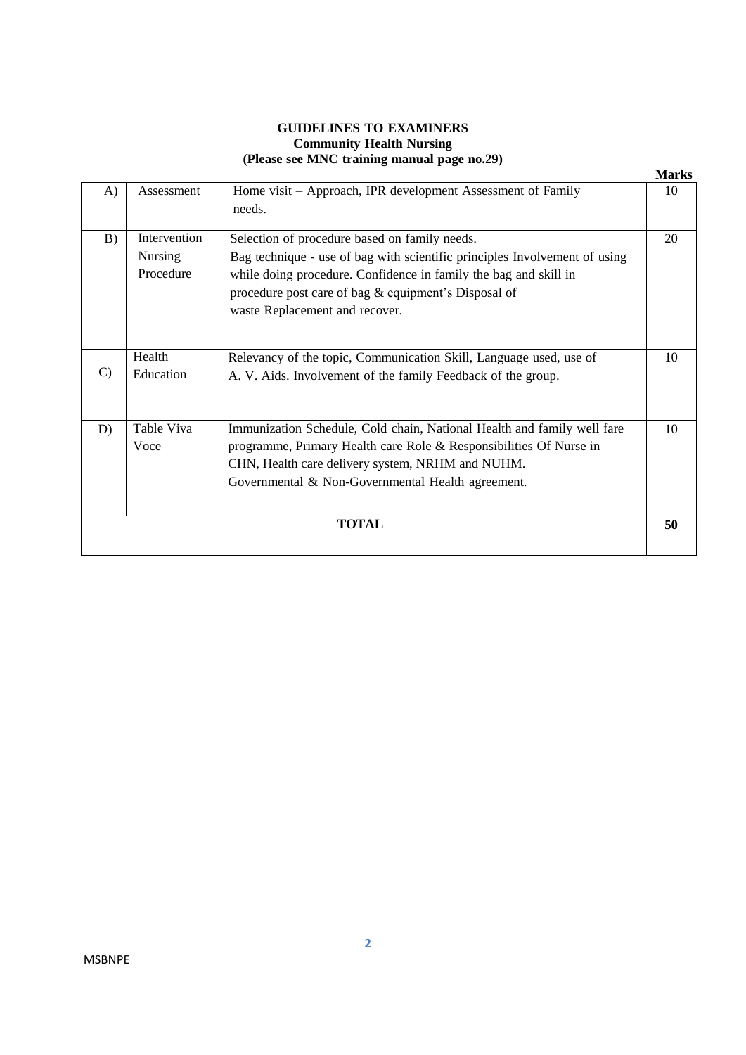**GUIDELINES TO EXAMINERS**
**Community Health Nursing**
**(Please see MNC training manual page no.29)**

| | | | **Marks** |
|---|---|---|---|
| A) | Assessment | Home visit – Approach, IPR development Assessment of Family needs. | 10 |
| B) | Intervention Nursing Procedure | Selection of procedure based on family needs. Bag technique - use of bag with scientific principles Involvement of using while doing procedure. Confidence in family the bag and skill in procedure post care of bag & equipment's Disposal of waste Replacement and recover. | 20 |
| C) | Health Education | Relevancy of the topic, Communication Skill, Language used, use of A. V. Aids. Involvement of the family Feedback of the group. | 10 |
| D) | Table Viva Voce | Immunization Schedule, Cold chain, National Health and family well fare programme, Primary Health care Role & Responsibilities Of Nurse in CHN, Health care delivery system, NRHM and NUHM. Governmental & Non-Governmental Health agreement. | 10 |
| | | **TOTAL** | **50** |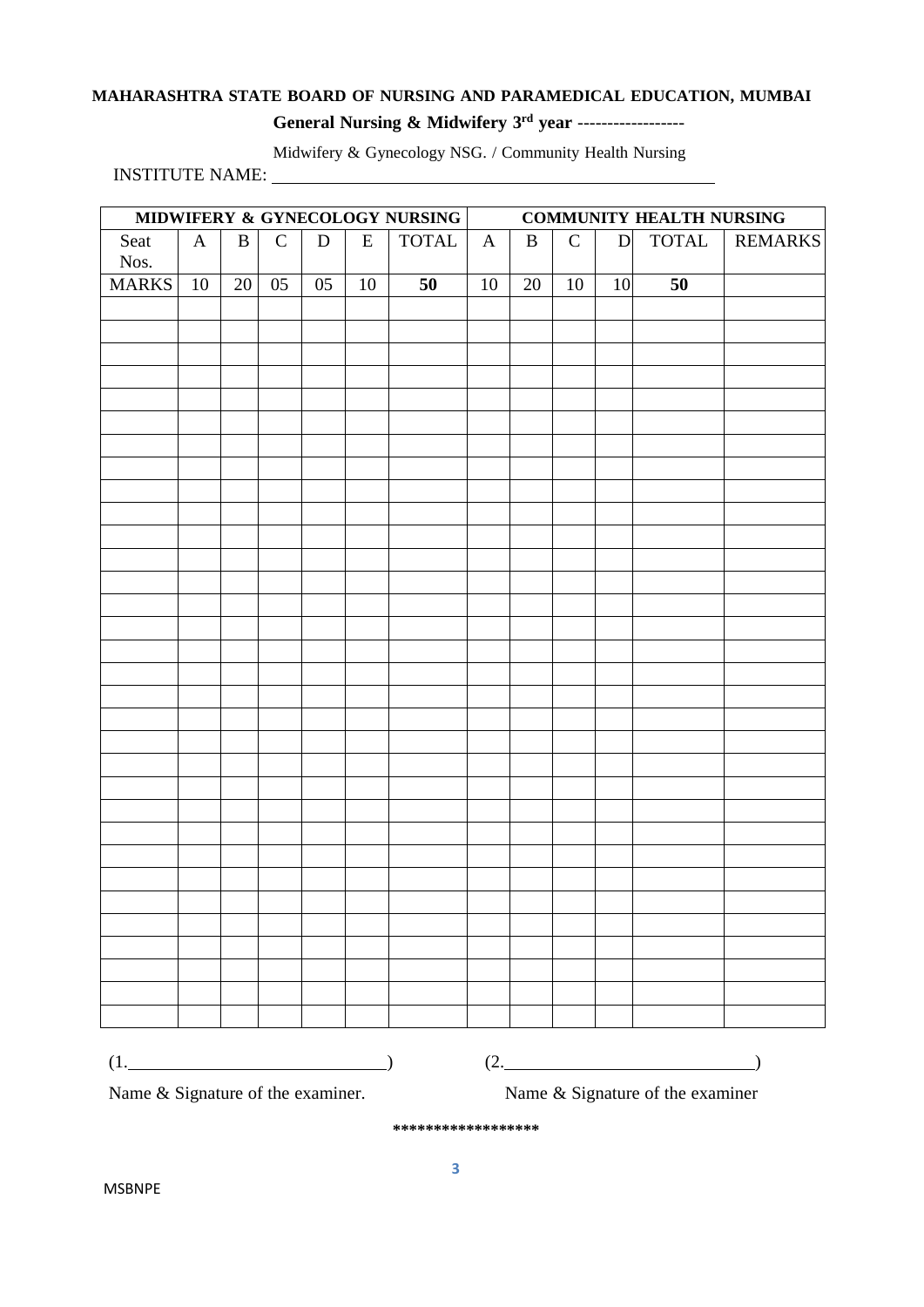**MAHARASHTRA STATE BOARD OF NURSING AND PARAMEDICAL EDUCATION, MUMBAI**

**General Nursing & Midwifery 3rd year ------------------**

Midwifery & Gynecology NSG. / Community Health Nursing

INSTITUTE NAME: ____________________________________________

| MIDWIFERY & GYNECOLOGY NURSING | | | | | | | COMMUNITY HEALTH NURSING | | | | | |
|---|---|---|---|---|---|---|---|---|---|---|---|---|
| Seat Nos. | A | B | C | D | E | TOTAL | A | B | C | D | TOTAL | REMARKS |
| MARKS | 10 | 20 | 05 | 05 | 10 | **50** | 10 | 20 | 10 | 10 | **50** | |
| | | | | | | | | | | | | |
| | | | | | | | | | | | | |
| | | | | | | | | | | | | |
| | | | | | | | | | | | | |
| | | | | | | | | | | | | |
| | | | | | | | | | | | | |
| | | | | | | | | | | | | |
| | | | | | | | | | | | | |
| | | | | | | | | | | | | |
| | | | | | | | | | | | | |
| | | | | | | | | | | | | |
| | | | | | | | | | | | | |
| | | | | | | | | | | | | |
| | | | | | | | | | | | | |
| | | | | | | | | | | | | |
| | | | | | | | | | | | | |
| | | | | | | | | | | | | |
| | | | | | | | | | | | | |
| | | | | | | | | | | | | |
| | | | | | | | | | | | | |
| | | | | | | | | | | | | |
| | | | | | | | | | | | | |
| | | | | | | | | | | | | |
| | | | | | | | | | | | | |
| | | | | | | | | | | | | |
| | | | | | | | | | | | | |
| | | | | | | | | | | | | |
| | | | | | | | | | | | | |
| | | | | | | | | | | | | |
| | | | | | | | | | | | | |
| | | | | | | | | | | | | |
| | | | | | | | | | | | | |
| | | | | | | | | | | | | |

(1.______________________________)  (2.______________________________)

Name & Signature of the examiner.  Name & Signature of the examiner

*****************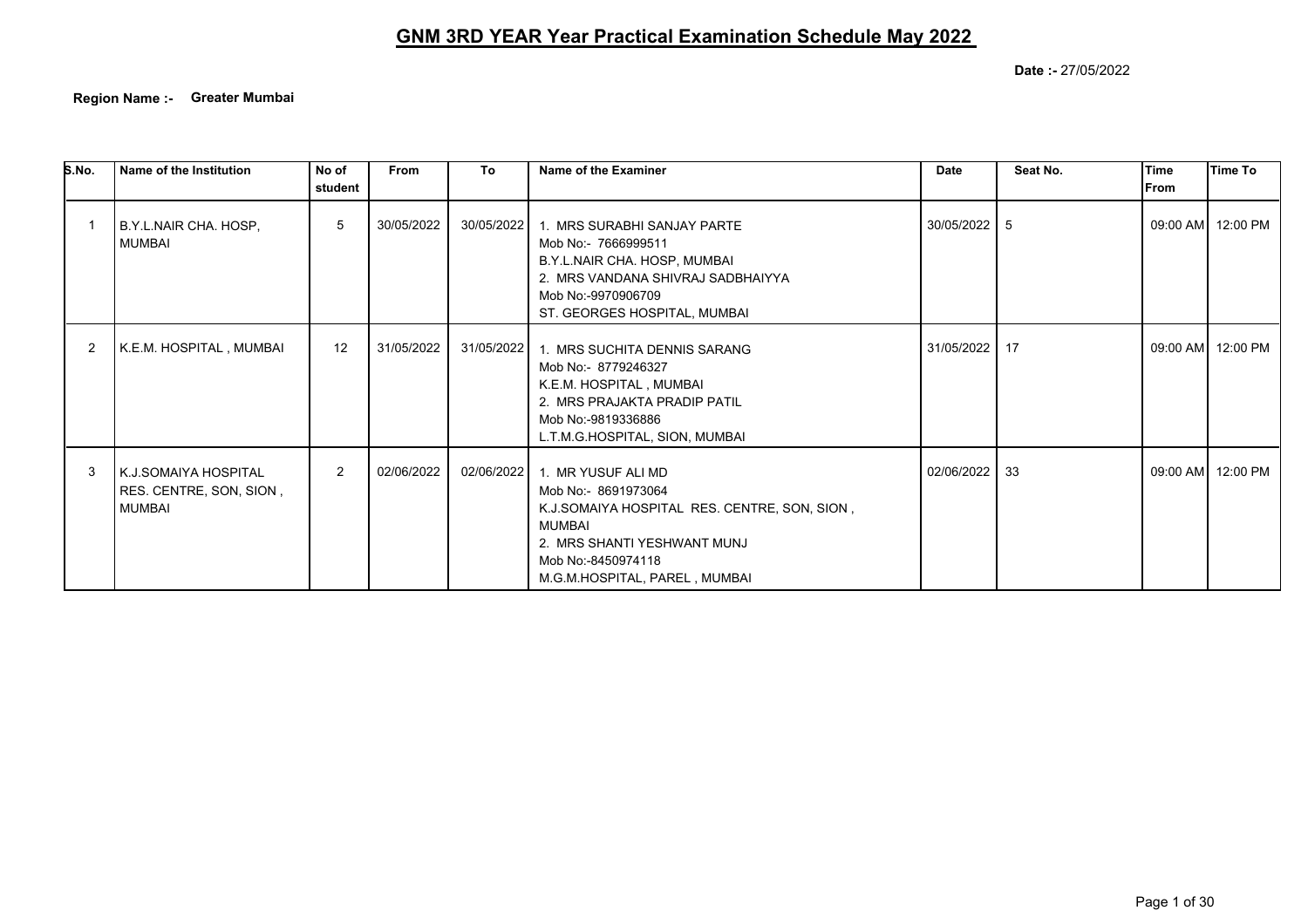# GNM 3RD YEAR Year Practical Examination Schedule May 2022

**Date :-** 27/05/2022

**Region Name :-** **Greater Mumbai**

| S.No. | Name of the Institution | No of student | From | To | Name of the Examiner | Date | Seat No. | Time From | Time To |
|---|---|---|---|---|---|---|---|---|---|
| 1 | B.Y.L.NAIR CHA. HOSP, MUMBAI | 5 | 30/05/2022 | 30/05/2022 | 1. MRS SURABHI SANJAY PARTE<br>Mob No:- 7666999511<br>B.Y.L.NAIR CHA. HOSP, MUMBAI<br>2. MRS VANDANA SHIVRAJ SADBHAIYYA<br>Mob No:-9970906709<br>ST. GEORGES HOSPITAL, MUMBAI | 30/05/2022 | 5 | 09:00 AM | 12:00 PM |
| 2 | K.E.M. HOSPITAL , MUMBAI | 12 | 31/05/2022 | 31/05/2022 | 1. MRS SUCHITA DENNIS SARANG<br>Mob No:- 8779246327<br>K.E.M. HOSPITAL , MUMBAI<br>2. MRS PRAJAKTA PRADIP PATIL<br>Mob No:-9819336886<br>L.T.M.G.HOSPITAL, SION, MUMBAI | 31/05/2022 | 17 | 09:00 AM | 12:00 PM |
| 3 | K.J.SOMAIYA HOSPITAL RES. CENTRE, SON, SION , MUMBAI | 2 | 02/06/2022 | 02/06/2022 | 1. MR YUSUF ALI MD<br>Mob No:- 8691973064<br>K.J.SOMAIYA HOSPITAL RES. CENTRE, SON, SION , MUMBAI<br>2. MRS SHANTI YESHWANT MUNJ<br>Mob No:-8450974118<br>M.G.M.HOSPITAL, PAREL , MUMBAI | 02/06/2022 | 33 | 09:00 AM | 12:00 PM |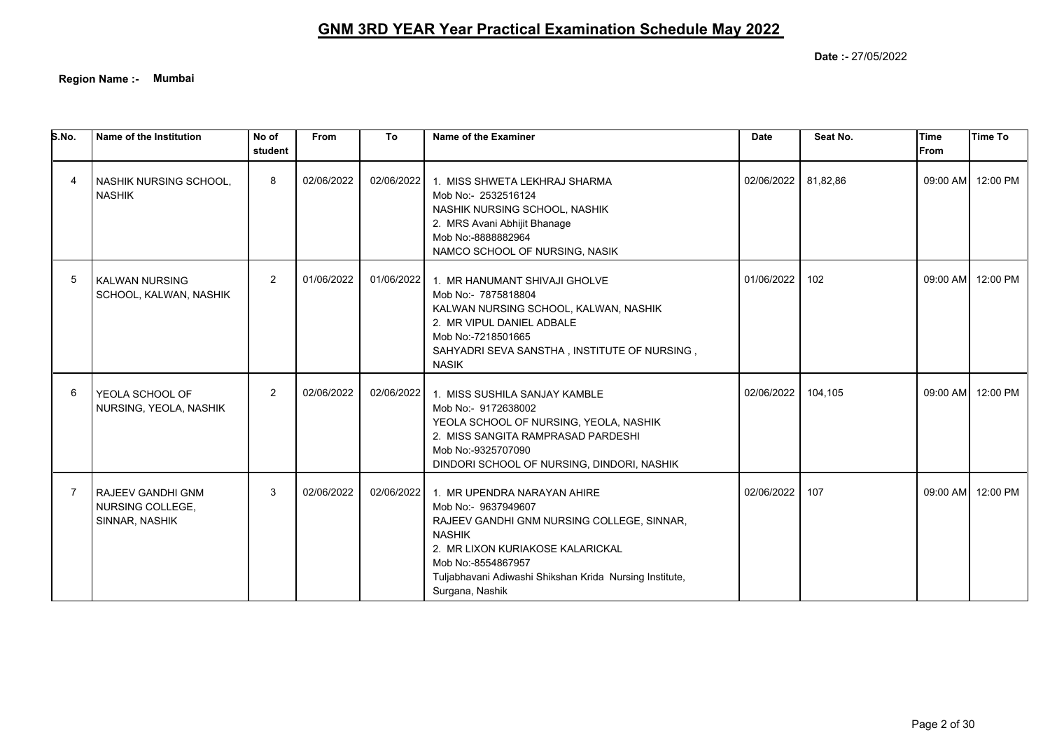# GNM 3RD YEAR Year Practical Examination Schedule May 2022

**Date :-** 27/05/2022

**Region Name :-** **Mumbai**

| S.No. | Name of the Institution | No of student | From | To | Name of the Examiner | Date | Seat No. | Time From | Time To |
|---|---|---|---|---|---|---|---|---|---|
| 4 | NASHIK NURSING SCHOOL, NASHIK | 8 | 02/06/2022 | 02/06/2022 | 1. MISS SHWETA LEKHRAJ SHARMA<br>Mob No:- 2532516124<br>NASHIK NURSING SCHOOL, NASHIK<br>2. MRS Avani Abhijit Bhanage<br>Mob No:-8888882964<br>NAMCO SCHOOL OF NURSING, NASIK | 02/06/2022 | 81,82,86 | 09:00 AM | 12:00 PM |
| 5 | KALWAN NURSING SCHOOL, KALWAN, NASHIK | 2 | 01/06/2022 | 01/06/2022 | 1. MR HANUMANT SHIVAJI GHOLVE<br>Mob No:- 7875818804<br>KALWAN NURSING SCHOOL, KALWAN, NASHIK<br>2. MR VIPUL DANIEL ADBALE<br>Mob No:-7218501665<br>SAHYADRI SEVA SANSTHA , INSTITUTE OF NURSING , NASIK | 01/06/2022 | 102 | 09:00 AM | 12:00 PM |
| 6 | YEOLA SCHOOL OF NURSING, YEOLA, NASHIK | 2 | 02/06/2022 | 02/06/2022 | 1. MISS SUSHILA SANJAY KAMBLE<br>Mob No:- 9172638002<br>YEOLA SCHOOL OF NURSING, YEOLA, NASHIK<br>2. MISS SANGITA RAMPRASAD PARDESHI<br>Mob No:-9325707090<br>DINDORI SCHOOL OF NURSING, DINDORI, NASHIK | 02/06/2022 | 104,105 | 09:00 AM | 12:00 PM |
| 7 | RAJEEV GANDHI GNM NURSING COLLEGE, SINNAR, NASHIK | 3 | 02/06/2022 | 02/06/2022 | 1. MR UPENDRA NARAYAN AHIRE<br>Mob No:- 9637949607<br>RAJEEV GANDHI GNM NURSING COLLEGE, SINNAR, NASHIK<br>2. MR LIXON KURIAKOSE KALARICKAL<br>Mob No:-8554867957<br>Tuljabhavani Adiwashi Shikshan Krida Nursing Institute, Surgana, Nashik | 02/06/2022 | 107 | 09:00 AM | 12:00 PM |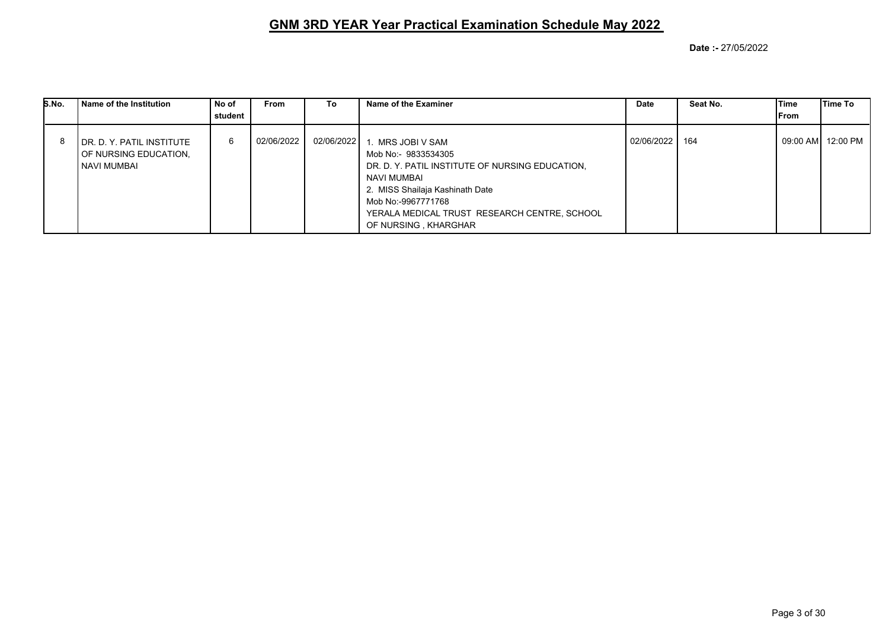# GNM 3RD YEAR Year Practical Examination Schedule May 2022

**Date :-** 27/05/2022

| S.No. | Name of the Institution | No of student | From | To | Name of the Examiner | Date | Seat No. | Time From | Time To |
|---|---|---|---|---|---|---|---|---|---|
| 8 | DR. D. Y. PATIL INSTITUTE OF NURSING EDUCATION, NAVI MUMBAI | 6 | 02/06/2022 | 02/06/2022 | 1. MRS JOBI V SAM<br>Mob No:- 9833534305<br>DR. D. Y. PATIL INSTITUTE OF NURSING EDUCATION, NAVI MUMBAI<br>2. MISS Shailaja Kashinath Date<br>Mob No:-9967771768<br>YERALA MEDICAL TRUST RESEARCH CENTRE, SCHOOL OF NURSING , KHARGHAR | 02/06/2022 | 164 | 09:00 AM | 12:00 PM |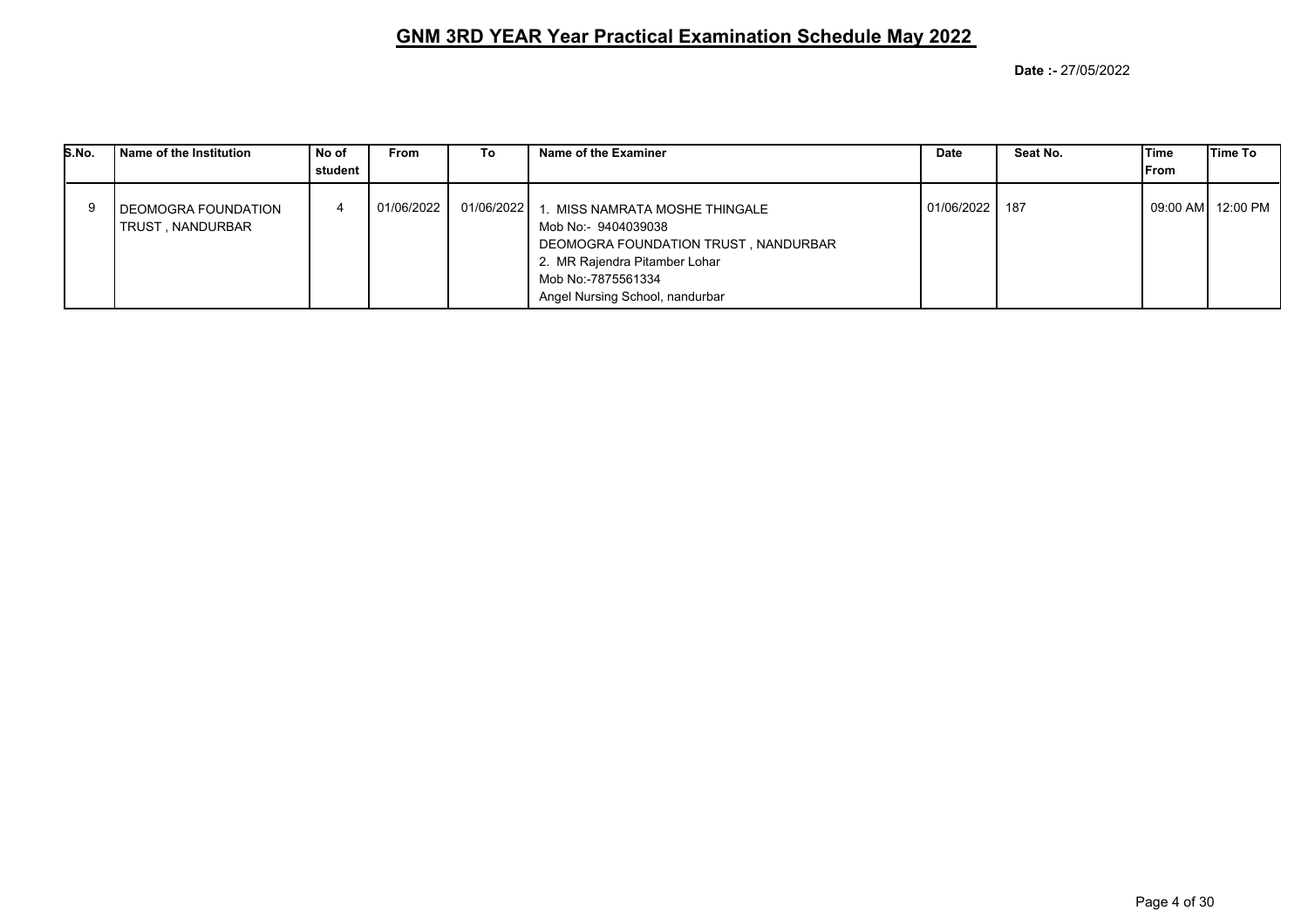# GNM 3RD YEAR Year Practical Examination Schedule May 2022

**Date :-** 27/05/2022

| S.No. | Name of the Institution | No of student | From | To | Name of the Examiner | Date | Seat No. | Time From | Time To |
|---|---|---|---|---|---|---|---|---|---|
| 9 | DEOMOGRA FOUNDATION TRUST , NANDURBAR | 4 | 01/06/2022 | 01/06/2022 | 1. MISS NAMRATA MOSHE THINGALE<br>Mob No:- 9404039038<br>DEOMOGRA FOUNDATION TRUST , NANDURBAR<br>2. MR Rajendra Pitamber Lohar<br>Mob No:-7875561334<br>Angel Nursing School, nandurbar | 01/06/2022 | 187 | 09:00 AM | 12:00 PM |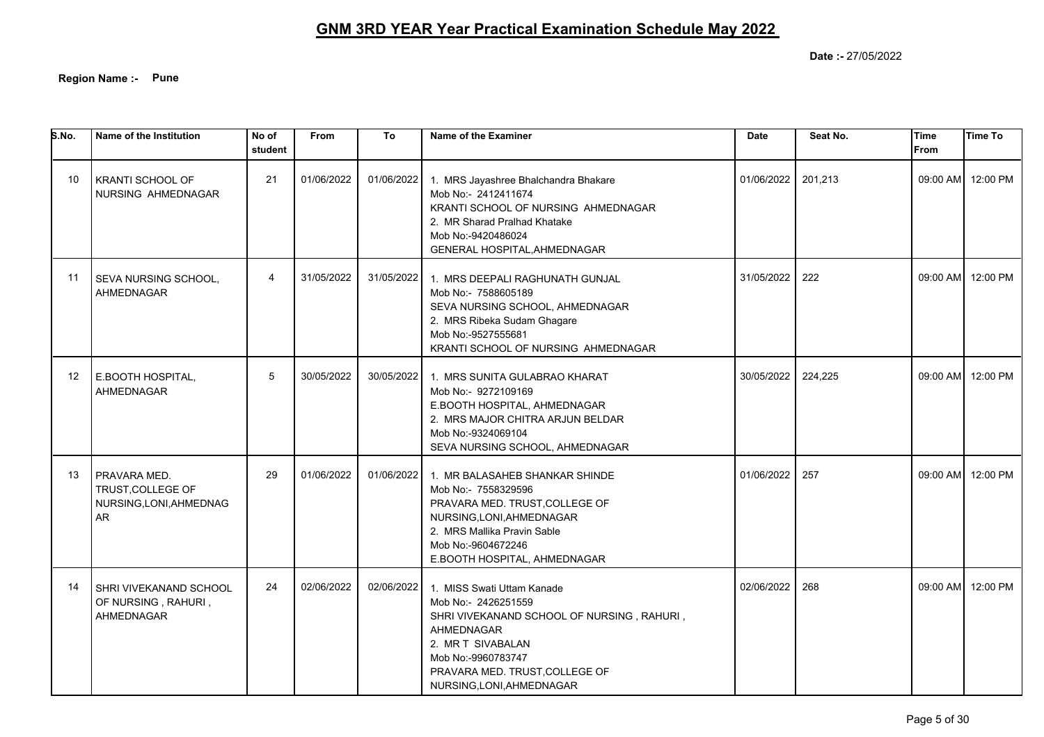# GNM 3RD YEAR Year Practical Examination Schedule May 2022

**Date :-** 27/05/2022

**Region Name :-** **Pune**

| S.No. | Name of the Institution | No of student | From | To | Name of the Examiner | Date | Seat No. | Time From | Time To |
|---|---|---|---|---|---|---|---|---|---|
| 10 | KRANTI SCHOOL OF NURSING AHMEDNAGAR | 21 | 01/06/2022 | 01/06/2022 | 1. MRS Jayashree Bhalchandra Bhakare<br>Mob No:- 2412411674<br>KRANTI SCHOOL OF NURSING AHMEDNAGAR<br>2. MR Sharad Pralhad Khatake<br>Mob No:-9420486024<br>GENERAL HOSPITAL,AHMEDNAGAR | 01/06/2022 | 201,213 | 09:00 AM | 12:00 PM |
| 11 | SEVA NURSING SCHOOL, AHMEDNAGAR | 4 | 31/05/2022 | 31/05/2022 | 1. MRS DEEPALI RAGHUNATH GUNJAL<br>Mob No:- 7588605189<br>SEVA NURSING SCHOOL, AHMEDNAGAR<br>2. MRS Ribeka Sudam Ghagare<br>Mob No:-9527555681<br>KRANTI SCHOOL OF NURSING AHMEDNAGAR | 31/05/2022 | 222 | 09:00 AM | 12:00 PM |
| 12 | E.BOOTH HOSPITAL, AHMEDNAGAR | 5 | 30/05/2022 | 30/05/2022 | 1. MRS SUNITA GULABRAO KHARAT<br>Mob No:- 9272109169<br>E.BOOTH HOSPITAL, AHMEDNAGAR<br>2. MRS MAJOR CHITRA ARJUN BELDAR<br>Mob No:-9324069104<br>SEVA NURSING SCHOOL, AHMEDNAGAR | 30/05/2022 | 224,225 | 09:00 AM | 12:00 PM |
| 13 | PRAVARA MED. TRUST,COLLEGE OF NURSING,LONI,AHMEDNAGAR | 29 | 01/06/2022 | 01/06/2022 | 1. MR BALASAHEB SHANKAR SHINDE<br>Mob No:- 7558329596<br>PRAVARA MED. TRUST,COLLEGE OF NURSING,LONI,AHMEDNAGAR<br>2. MRS Mallika Pravin Sable<br>Mob No:-9604672246<br>E.BOOTH HOSPITAL, AHMEDNAGAR | 01/06/2022 | 257 | 09:00 AM | 12:00 PM |
| 14 | SHRI VIVEKANAND SCHOOL OF NURSING , RAHURI , AHMEDNAGAR | 24 | 02/06/2022 | 02/06/2022 | 1. MISS Swati Uttam Kanade<br>Mob No:- 2426251559<br>SHRI VIVEKANAND SCHOOL OF NURSING , RAHURI , AHMEDNAGAR<br>2. MR T SIVABALAN<br>Mob No:-9960783747<br>PRAVARA MED. TRUST,COLLEGE OF NURSING,LONI,AHMEDNAGAR | 02/06/2022 | 268 | 09:00 AM | 12:00 PM |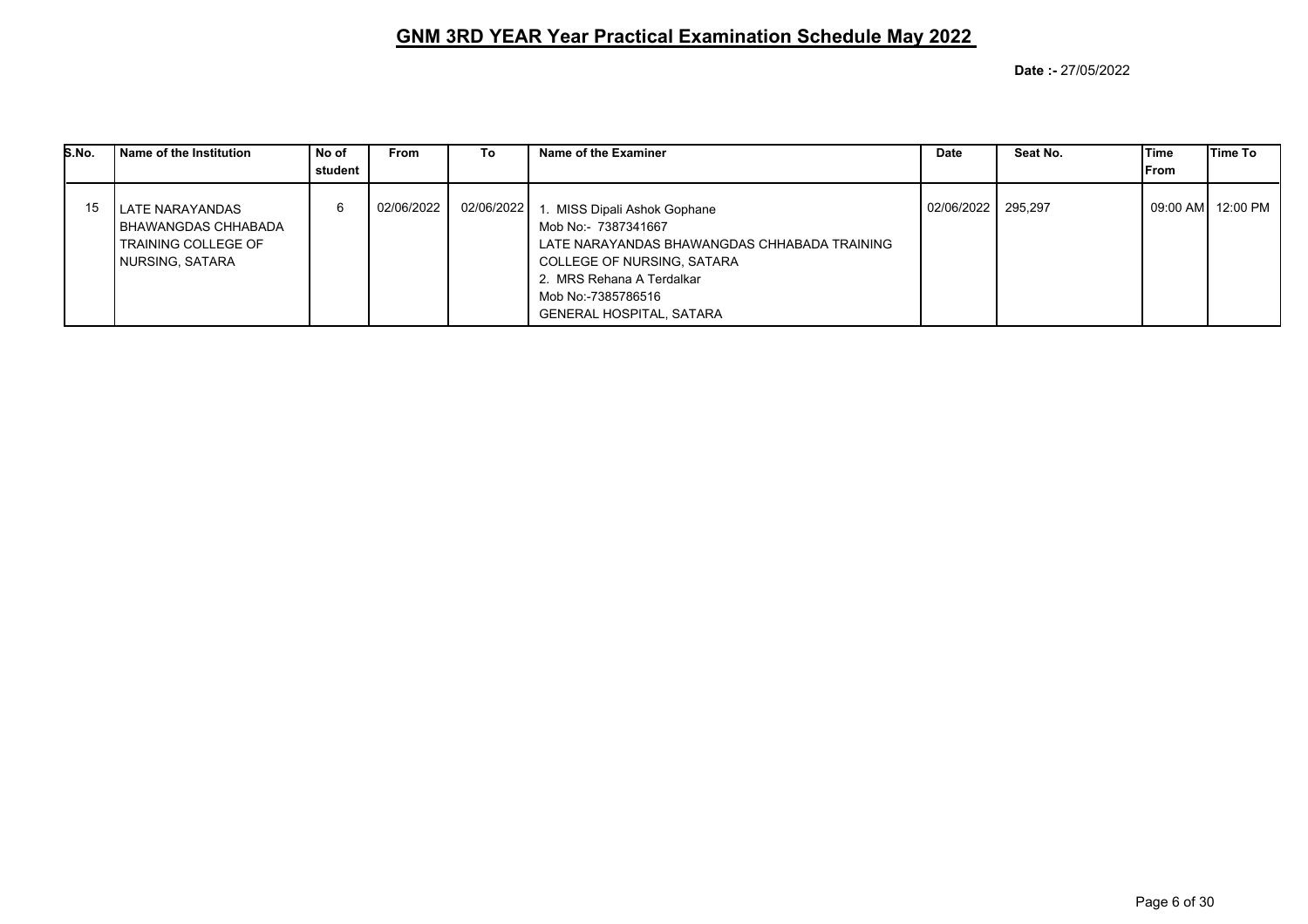## GNM 3RD YEAR Year Practical Examination Schedule May 2022

**Date :-** 27/05/2022

| S.No. | Name of the Institution | No of student | From | To | Name of the Examiner | Date | Seat No. | Time From | Time To |
|---|---|---|---|---|---|---|---|---|---|
| 15 | LATE NARAYANDAS BHAWANGDAS CHHABADA TRAINING COLLEGE OF NURSING, SATARA | 6 | 02/06/2022 | 02/06/2022 | 1. MISS Dipali Ashok Gophane<br>Mob No:- 7387341667<br>LATE NARAYANDAS BHAWANGDAS CHHABADA TRAINING COLLEGE OF NURSING, SATARA<br>2. MRS Rehana A Terdalkar<br>Mob No:-7385786516<br>GENERAL HOSPITAL, SATARA | 02/06/2022 | 295,297 | 09:00 AM | 12:00 PM |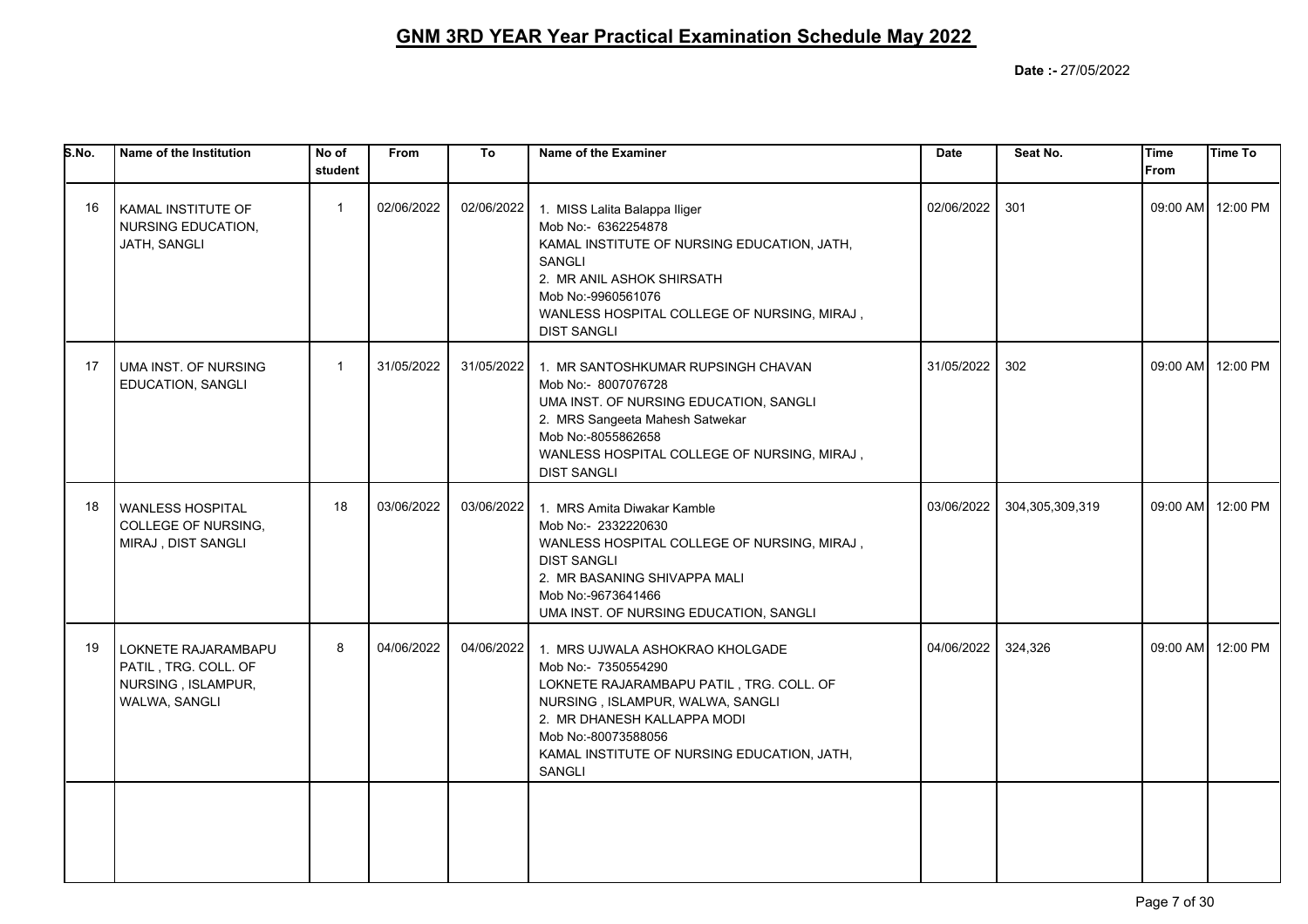# GNM 3RD YEAR Year Practical Examination Schedule May 2022

**Date :-** 27/05/2022

| S.No. | Name of the Institution | No of student | From | To | Name of the Examiner | Date | Seat No. | Time From | Time To |
|---|---|---|---|---|---|---|---|---|---|
| 16 | KAMAL INSTITUTE OF NURSING EDUCATION, JATH, SANGLI | 1 | 02/06/2022 | 02/06/2022 | 1. MISS Lalita Balappa Iliger<br>Mob No:- 6362254878<br>KAMAL INSTITUTE OF NURSING EDUCATION, JATH, SANGLI<br>2. MR ANIL ASHOK SHIRSATH<br>Mob No:-9960561076<br>WANLESS HOSPITAL COLLEGE OF NURSING, MIRAJ , DIST SANGLI | 02/06/2022 | 301 | 09:00 AM | 12:00 PM |
| 17 | UMA INST. OF NURSING EDUCATION, SANGLI | 1 | 31/05/2022 | 31/05/2022 | 1. MR SANTOSHKUMAR RUPSINGH CHAVAN<br>Mob No:- 8007076728<br>UMA INST. OF NURSING EDUCATION, SANGLI<br>2. MRS Sangeeta Mahesh Satwekar<br>Mob No:-8055862658<br>WANLESS HOSPITAL COLLEGE OF NURSING, MIRAJ , DIST SANGLI | 31/05/2022 | 302 | 09:00 AM | 12:00 PM |
| 18 | WANLESS HOSPITAL COLLEGE OF NURSING, MIRAJ , DIST SANGLI | 18 | 03/06/2022 | 03/06/2022 | 1. MRS Amita Diwakar Kamble<br>Mob No:- 2332220630<br>WANLESS HOSPITAL COLLEGE OF NURSING, MIRAJ , DIST SANGLI<br>2. MR BASANING SHIVAPPA MALI<br>Mob No:-9673641466<br>UMA INST. OF NURSING EDUCATION, SANGLI | 03/06/2022 | 304,305,309,319 | 09:00 AM | 12:00 PM |
| 19 | LOKNETE RAJARAMBAPU PATIL , TRG. COLL. OF NURSING , ISLAMPUR, WALWA, SANGLI | 8 | 04/06/2022 | 04/06/2022 | 1. MRS UJWALA ASHOKRAO KHOLGADE<br>Mob No:- 7350554290<br>LOKNETE RAJARAMBAPU PATIL , TRG. COLL. OF NURSING , ISLAMPUR, WALWA, SANGLI<br>2. MR DHANESH KALLAPPA MODI<br>Mob No:-80073588056<br>KAMAL INSTITUTE OF NURSING EDUCATION, JATH, SANGLI | 04/06/2022 | 324,326 | 09:00 AM | 12:00 PM |
| | | | | | | | | | |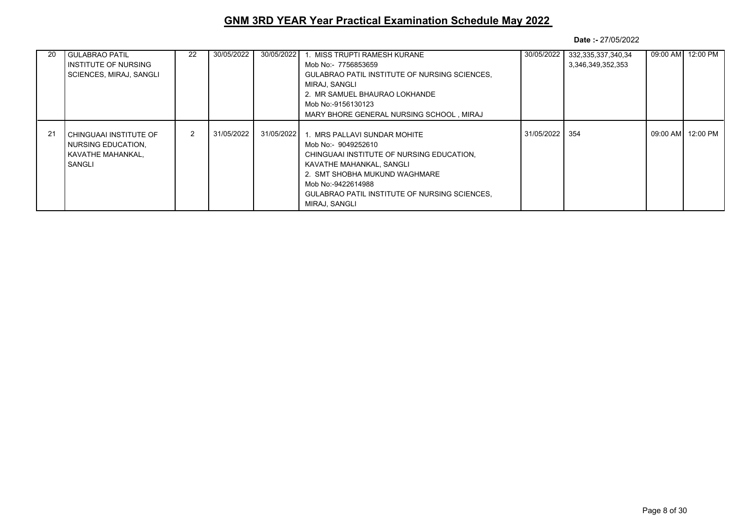## GNM 3RD YEAR Year Practical Examination Schedule May 2022

**Date :-** 27/05/2022

| | | | | | | | | | |
|---|---|---|---|---|---|---|---|---|---|
| 20 | GULABRAO PATIL INSTITUTE OF NURSING SCIENCES, MIRAJ, SANGLI | 22 | 30/05/2022 | 30/05/2022 | 1. MISS TRUPTI RAMESH KURANE<br>Mob No:- 7756853659<br>GULABRAO PATIL INSTITUTE OF NURSING SCIENCES, MIRAJ, SANGLI<br>2. MR SAMUEL BHAURAO LOKHANDE<br>Mob No:-9156130123<br>MARY BHORE GENERAL NURSING SCHOOL , MIRAJ | 30/05/2022 | 332,335,337,340,34 3,346,349,352,353 | 09:00 AM | 12:00 PM |
| 21 | CHINGUAAI INSTITUTE OF NURSING EDUCATION, KAVATHE MAHANKAL, SANGLI | 2 | 31/05/2022 | 31/05/2022 | 1. MRS PALLAVI SUNDAR MOHITE<br>Mob No:- 9049252610<br>CHINGUAAI INSTITUTE OF NURSING EDUCATION, KAVATHE MAHANKAL, SANGLI<br>2. SMT SHOBHA MUKUND WAGHMARE<br>Mob No:-9422614988<br>GULABRAO PATIL INSTITUTE OF NURSING SCIENCES, MIRAJ, SANGLI | 31/05/2022 | 354 | 09:00 AM | 12:00 PM |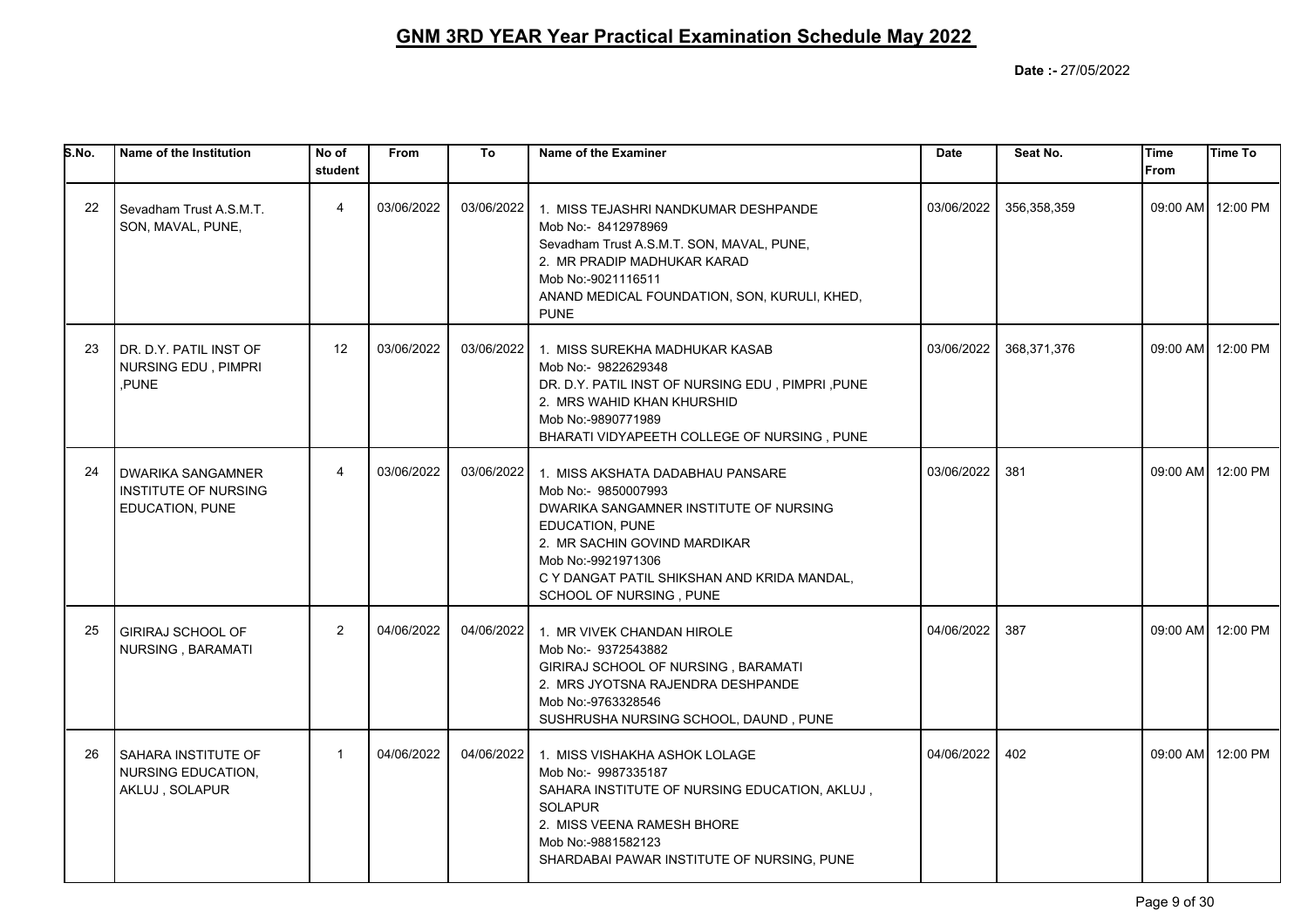## GNM 3RD YEAR Year Practical Examination Schedule May 2022

**Date :-** 27/05/2022

| S.No. | Name of the Institution | No of student | From | To | Name of the Examiner | Date | Seat No. | Time From | Time To |
|---|---|---|---|---|---|---|---|---|---|
| 22 | Sevadham Trust A.S.M.T. SON, MAVAL, PUNE, | 4 | 03/06/2022 | 03/06/2022 | 1. MISS TEJASHRI NANDKUMAR DESHPANDE Mob No:- 8412978969 Sevadham Trust A.S.M.T. SON, MAVAL, PUNE, 2. MR PRADIP MADHUKAR KARAD Mob No:-9021116511 ANAND MEDICAL FOUNDATION, SON, KURULI, KHED, PUNE | 03/06/2022 | 356,358,359 | 09:00 AM | 12:00 PM |
| 23 | DR. D.Y. PATIL INST OF NURSING EDU , PIMPRI ,PUNE | 12 | 03/06/2022 | 03/06/2022 | 1. MISS SUREKHA MADHUKAR KASAB Mob No:- 9822629348 DR. D.Y. PATIL INST OF NURSING EDU , PIMPRI ,PUNE 2. MRS WAHID KHAN KHURSHID Mob No:-9890771989 BHARATI VIDYAPEETH COLLEGE OF NURSING , PUNE | 03/06/2022 | 368,371,376 | 09:00 AM | 12:00 PM |
| 24 | DWARIKA SANGAMNER INSTITUTE OF NURSING EDUCATION, PUNE | 4 | 03/06/2022 | 03/06/2022 | 1. MISS AKSHATA DADABHAU PANSARE Mob No:- 9850007993 DWARIKA SANGAMNER INSTITUTE OF NURSING EDUCATION, PUNE 2. MR SACHIN GOVIND MARDIKAR Mob No:-9921971306 C Y DANGAT PATIL SHIKSHAN AND KRIDA MANDAL, SCHOOL OF NURSING , PUNE | 03/06/2022 | 381 | 09:00 AM | 12:00 PM |
| 25 | GIRIRAJ SCHOOL OF NURSING , BARAMATI | 2 | 04/06/2022 | 04/06/2022 | 1. MR VIVEK CHANDAN HIROLE Mob No:- 9372543882 GIRIRAJ SCHOOL OF NURSING , BARAMATI 2. MRS JYOTSNA RAJENDRA DESHPANDE Mob No:-9763328546 SUSHRUSHA NURSING SCHOOL, DAUND , PUNE | 04/06/2022 | 387 | 09:00 AM | 12:00 PM |
| 26 | SAHARA INSTITUTE OF NURSING EDUCATION, AKLUJ , SOLAPUR | 1 | 04/06/2022 | 04/06/2022 | 1. MISS VISHAKHA ASHOK LOLAGE Mob No:- 9987335187 SAHARA INSTITUTE OF NURSING EDUCATION, AKLUJ , SOLAPUR 2. MISS VEENA RAMESH BHORE Mob No:-9881582123 SHARDABAI PAWAR INSTITUTE OF NURSING, PUNE | 04/06/2022 | 402 | 09:00 AM | 12:00 PM |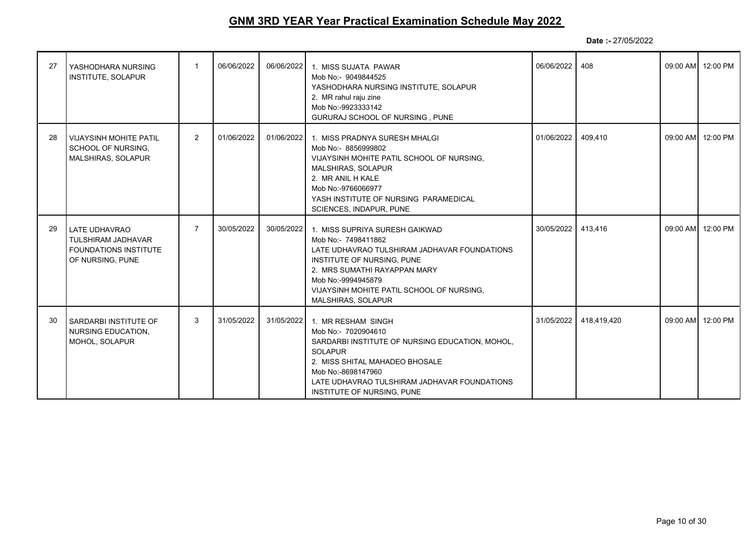# GNM 3RD YEAR Year Practical Examination Schedule May 2022

**Date :-** 27/05/2022

| | | | | | | | | | |
|---|---|---|---|---|---|---|---|---|---|
| 27 | YASHODHARA NURSING INSTITUTE, SOLAPUR | 1 | 06/06/2022 | 06/06/2022 | 1. MISS SUJATA PAWAR<br>Mob No:- 9049844525<br>YASHODHARA NURSING INSTITUTE, SOLAPUR<br>2. MR rahul raju zine<br>Mob No:-9923333142<br>GURURAJ SCHOOL OF NURSING , PUNE | 06/06/2022 | 408 | 09:00 AM | 12:00 PM |
| 28 | VIJAYSINH MOHITE PATIL SCHOOL OF NURSING, MALSHIRAS, SOLAPUR | 2 | 01/06/2022 | 01/06/2022 | 1. MISS PRADNYA SURESH MHALGI<br>Mob No:- 8856999802<br>VIJAYSINH MOHITE PATIL SCHOOL OF NURSING, MALSHIRAS, SOLAPUR<br>2. MR ANIL H KALE<br>Mob No:-9766066977<br>YASH INSTITUTE OF NURSING PARAMEDICAL SCIENCES, INDAPUR, PUNE | 01/06/2022 | 409,410 | 09:00 AM | 12:00 PM |
| 29 | LATE UDHAVRAO TULSHIRAM JADHAVAR FOUNDATIONS INSTITUTE OF NURSING, PUNE | 7 | 30/05/2022 | 30/05/2022 | 1. MISS SUPRIYA SURESH GAIKWAD<br>Mob No:- 7498411862<br>LATE UDHAVRAO TULSHIRAM JADHAVAR FOUNDATIONS INSTITUTE OF NURSING, PUNE<br>2. MRS SUMATHI RAYAPPAN MARY<br>Mob No:-9994945879<br>VIJAYSINH MOHITE PATIL SCHOOL OF NURSING, MALSHIRAS, SOLAPUR | 30/05/2022 | 413,416 | 09:00 AM | 12:00 PM |
| 30 | SARDARBI INSTITUTE OF NURSING EDUCATION, MOHOL, SOLAPUR | 3 | 31/05/2022 | 31/05/2022 | 1. MR RESHAM SINGH<br>Mob No:- 7020904610<br>SARDARBI INSTITUTE OF NURSING EDUCATION, MOHOL, SOLAPUR<br>2. MISS SHITAL MAHADEO BHOSALE<br>Mob No:-8698147960<br>LATE UDHAVRAO TULSHIRAM JADHAVAR FOUNDATIONS INSTITUTE OF NURSING, PUNE | 31/05/2022 | 418,419,420 | 09:00 AM | 12:00 PM |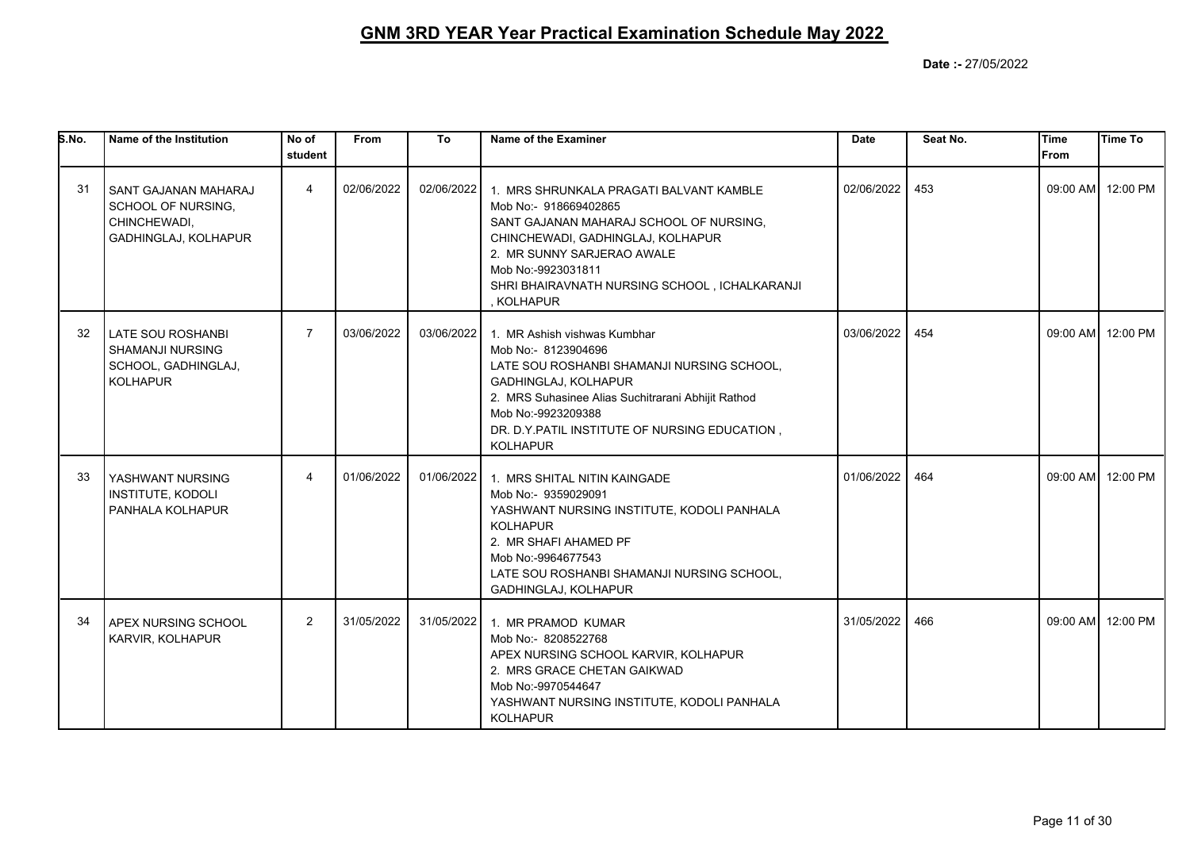## GNM 3RD YEAR Year Practical Examination Schedule May 2022

**Date :-** 27/05/2022

| S.No. | Name of the Institution | No of student | From | To | Name of the Examiner | Date | Seat No. | Time From | Time To |
|---|---|---|---|---|---|---|---|---|---|
| 31 | SANT GAJANAN MAHARAJ SCHOOL OF NURSING, CHINCHEWADI, GADHINGLAJ, KOLHAPUR | 4 | 02/06/2022 | 02/06/2022 | 1. MRS SHRUNKALA PRAGATI BALVANT KAMBLE Mob No:- 918669402865 SANT GAJANAN MAHARAJ SCHOOL OF NURSING, CHINCHEWADI, GADHINGLAJ, KOLHAPUR 2. MR SUNNY SARJERAO AWALE Mob No:-9923031811 SHRI BHAIRAVNATH NURSING SCHOOL , ICHALKARANJI , KOLHAPUR | 02/06/2022 | 453 | 09:00 AM | 12:00 PM |
| 32 | LATE SOU ROSHANBI SHAMANJI NURSING SCHOOL, GADHINGLAJ, KOLHAPUR | 7 | 03/06/2022 | 03/06/2022 | 1. MR Ashish vishwas Kumbhar Mob No:- 8123904696 LATE SOU ROSHANBI SHAMANJI NURSING SCHOOL, GADHINGLAJ, KOLHAPUR 2. MRS Suhasinee Alias Suchitrarani Abhijit Rathod Mob No:-9923209388 DR. D.Y.PATIL INSTITUTE OF NURSING EDUCATION , KOLHAPUR | 03/06/2022 | 454 | 09:00 AM | 12:00 PM |
| 33 | YASHWANT NURSING INSTITUTE, KODOLI PANHALA KOLHAPUR | 4 | 01/06/2022 | 01/06/2022 | 1. MRS SHITAL NITIN KAINGADE Mob No:- 9359029091 YASHWANT NURSING INSTITUTE, KODOLI PANHALA KOLHAPUR 2. MR SHAFI AHAMED PF Mob No:-9964677543 LATE SOU ROSHANBI SHAMANJI NURSING SCHOOL, GADHINGLAJ, KOLHAPUR | 01/06/2022 | 464 | 09:00 AM | 12:00 PM |
| 34 | APEX NURSING SCHOOL KARVIR, KOLHAPUR | 2 | 31/05/2022 | 31/05/2022 | 1. MR PRAMOD KUMAR Mob No:- 8208522768 APEX NURSING SCHOOL KARVIR, KOLHAPUR 2. MRS GRACE CHETAN GAIKWAD Mob No:-9970544647 YASHWANT NURSING INSTITUTE, KODOLI PANHALA KOLHAPUR | 31/05/2022 | 466 | 09:00 AM | 12:00 PM |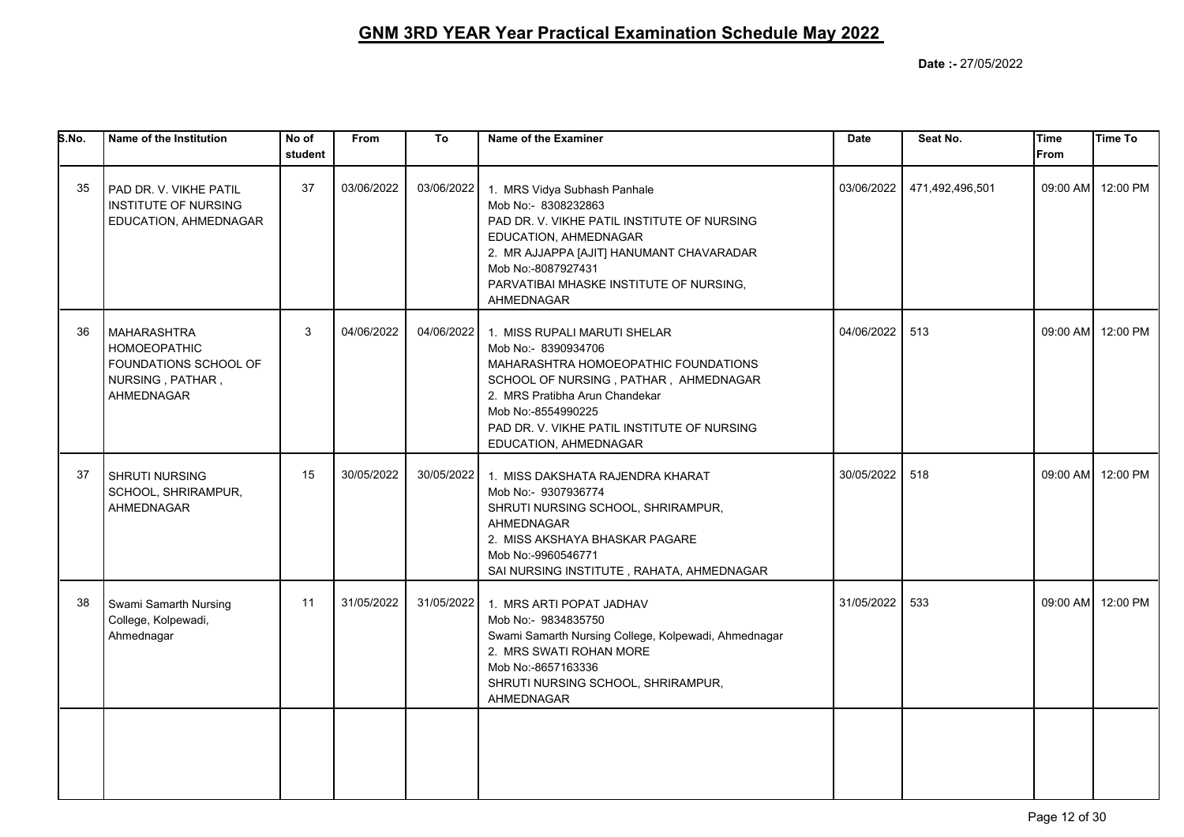# GNM 3RD YEAR Year Practical Examination Schedule May 2022

**Date :-** 27/05/2022

| S.No. | Name of the Institution | No of student | From | To | Name of the Examiner | Date | Seat No. | Time From | Time To |
|---|---|---|---|---|---|---|---|---|---|
| 35 | PAD DR. V. VIKHE PATIL INSTITUTE OF NURSING EDUCATION, AHMEDNAGAR | 37 | 03/06/2022 | 03/06/2022 | 1. MRS Vidya Subhash Panhale Mob No:- 8308232863 PAD DR. V. VIKHE PATIL INSTITUTE OF NURSING EDUCATION, AHMEDNAGAR 2. MR AJJAPPA [AJIT] HANUMANT CHAVARADAR Mob No:-8087927431 PARVATIBAI MHASKE INSTITUTE OF NURSING, AHMEDNAGAR | 03/06/2022 | 471,492,496,501 | 09:00 AM | 12:00 PM |
| 36 | MAHARASHTRA HOMOEOPATHIC FOUNDATIONS SCHOOL OF NURSING , PATHAR , AHMEDNAGAR | 3 | 04/06/2022 | 04/06/2022 | 1. MISS RUPALI MARUTI SHELAR Mob No:- 8390934706 MAHARASHTRA HOMOEOPATHIC FOUNDATIONS SCHOOL OF NURSING , PATHAR , AHMEDNAGAR 2. MRS Pratibha Arun Chandekar Mob No:-8554990225 PAD DR. V. VIKHE PATIL INSTITUTE OF NURSING EDUCATION, AHMEDNAGAR | 04/06/2022 | 513 | 09:00 AM | 12:00 PM |
| 37 | SHRUTI NURSING SCHOOL, SHRIRAMPUR, AHMEDNAGAR | 15 | 30/05/2022 | 30/05/2022 | 1. MISS DAKSHATA RAJENDRA KHARAT Mob No:- 9307936774 SHRUTI NURSING SCHOOL, SHRIRAMPUR, AHMEDNAGAR 2. MISS AKSHAYA BHASKAR PAGARE Mob No:-9960546771 SAI NURSING INSTITUTE , RAHATA, AHMEDNAGAR | 30/05/2022 | 518 | 09:00 AM | 12:00 PM |
| 38 | Swami Samarth Nursing College, Kolpewadi, Ahmednagar | 11 | 31/05/2022 | 31/05/2022 | 1. MRS ARTI POPAT JADHAV Mob No:- 9834835750 Swami Samarth Nursing College, Kolpewadi, Ahmednagar 2. MRS SWATI ROHAN MORE Mob No:-8657163336 SHRUTI NURSING SCHOOL, SHRIRAMPUR, AHMEDNAGAR | 31/05/2022 | 533 | 09:00 AM | 12:00 PM |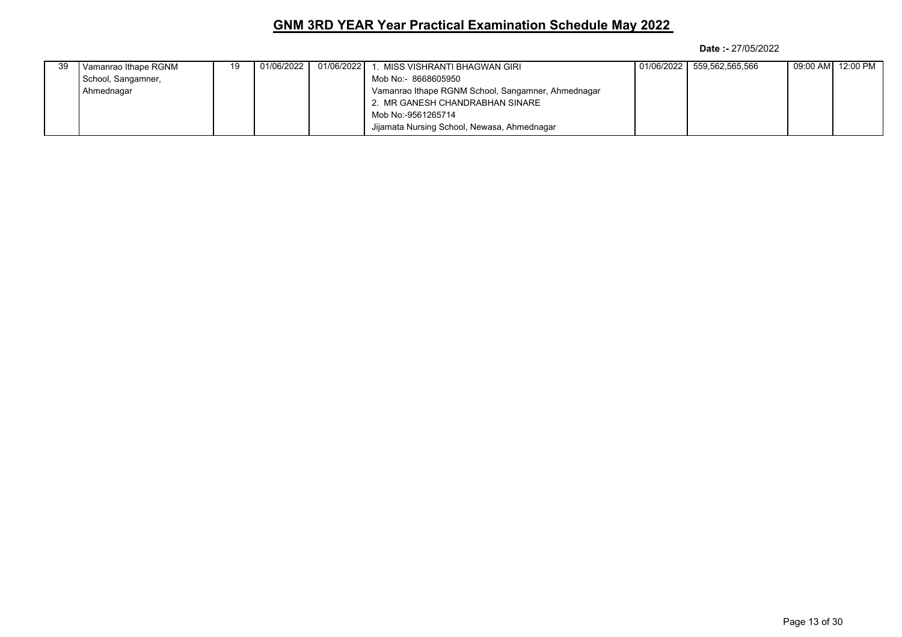## GNM 3RD YEAR Year Practical Examination Schedule May 2022

**Date :-** 27/05/2022

| | | | | | | | | | |
|---|---|---|---|---|---|---|---|---|---|
| 39 | Vamanrao Ithape RGNM School, Sangamner, Ahmednagar | 19 | 01/06/2022 | 01/06/2022 | 1. MISS VISHRANTI BHAGWAN GIRI<br>Mob No:- 8668605950<br>Vamanrao Ithape RGNM School, Sangamner, Ahmednagar<br>2. MR GANESH CHANDRABHAN SINARE<br>Mob No:-9561265714<br>Jijamata Nursing School, Newasa, Ahmednagar | 01/06/2022 | 559,562,565,566 | 09:00 AM | 12:00 PM |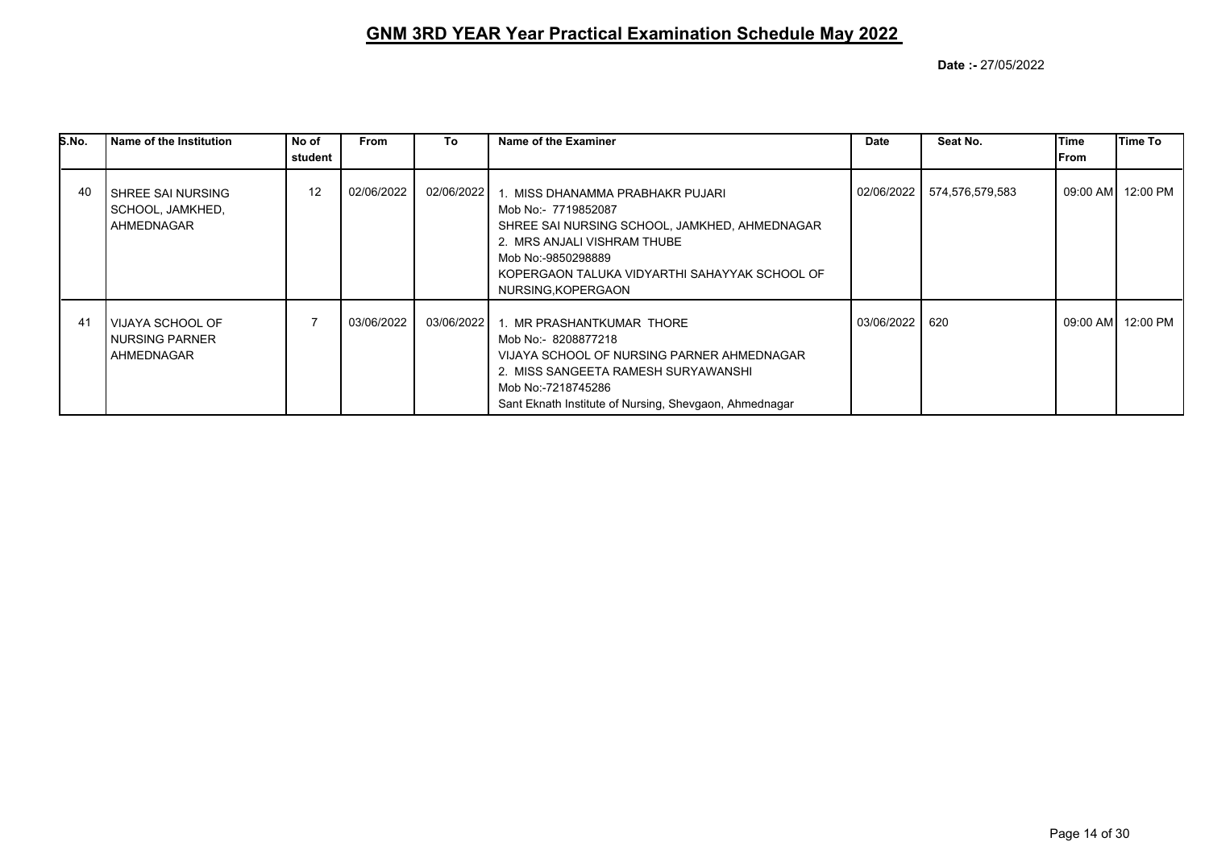## GNM 3RD YEAR Year Practical Examination Schedule May 2022

**Date :-** 27/05/2022

| S.No. | Name of the Institution | No of student | From | To | Name of the Examiner | Date | Seat No. | Time From | Time To |
|---|---|---|---|---|---|---|---|---|---|
| 40 | SHREE SAI NURSING SCHOOL, JAMKHED, AHMEDNAGAR | 12 | 02/06/2022 | 02/06/2022 | 1. MISS DHANAMMA PRABHAKR PUJARI<br>Mob No:- 7719852087<br>SHREE SAI NURSING SCHOOL, JAMKHED, AHMEDNAGAR<br>2. MRS ANJALI VISHRAM THUBE<br>Mob No:-9850298889<br>KOPERGAON TALUKA VIDYARTHI SAHAYYAK SCHOOL OF NURSING,KOPERGAON | 02/06/2022 | 574,576,579,583 | 09:00 AM | 12:00 PM |
| 41 | VIJAYA SCHOOL OF NURSING PARNER AHMEDNAGAR | 7 | 03/06/2022 | 03/06/2022 | 1. MR PRASHANTKUMAR THORE<br>Mob No:- 8208877218<br>VIJAYA SCHOOL OF NURSING PARNER AHMEDNAGAR<br>2. MISS SANGEETA RAMESH SURYAWANSHI<br>Mob No:-7218745286<br>Sant Eknath Institute of Nursing, Shevgaon, Ahmednagar | 03/06/2022 | 620 | 09:00 AM | 12:00 PM |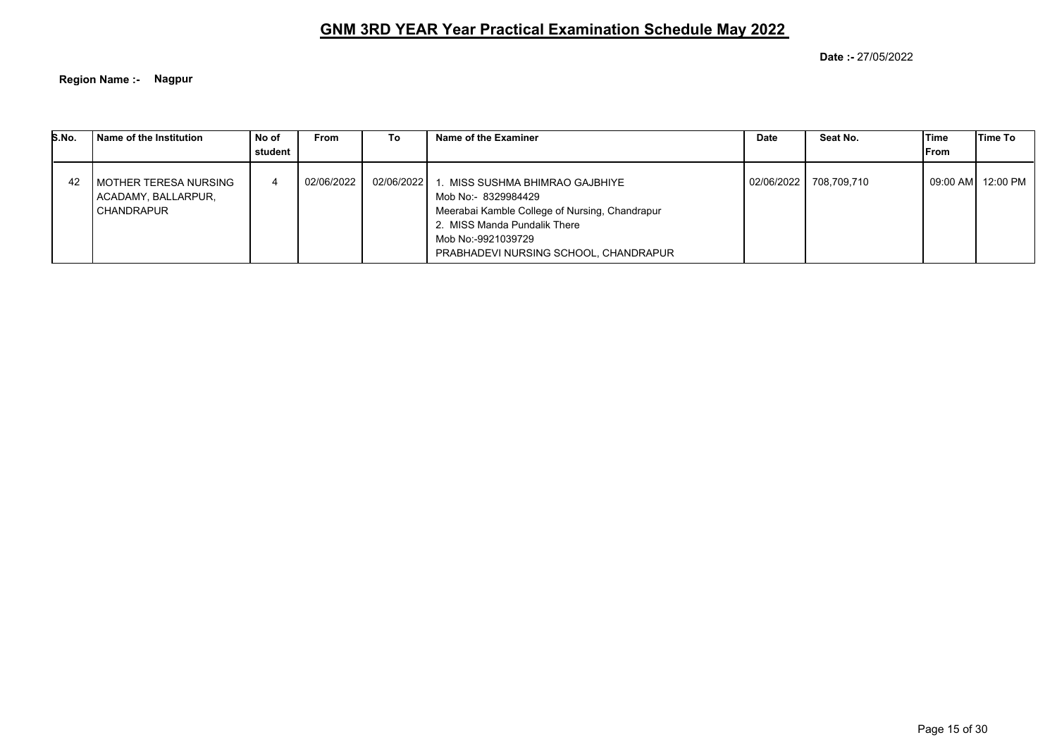# GNM 3RD YEAR Year Practical Examination Schedule May 2022

**Date :-** 27/05/2022

**Region Name :-** **Nagpur**

| S.No. | Name of the Institution | No of student | From | To | Name of the Examiner | Date | Seat No. | Time From | Time To |
|---|---|---|---|---|---|---|---|---|---|
| 42 | MOTHER TERESA NURSING ACADAMY, BALLARPUR, CHANDRAPUR | 4 | 02/06/2022 | 02/06/2022 | 1. MISS SUSHMA BHIMRAO GAJBHIYE<br>Mob No:- 8329984429<br>Meerabai Kamble College of Nursing, Chandrapur<br>2. MISS Manda Pundalik There<br>Mob No:-9921039729<br>PRABHADEVI NURSING SCHOOL, CHANDRAPUR | 02/06/2022 | 708,709,710 | 09:00 AM | 12:00 PM |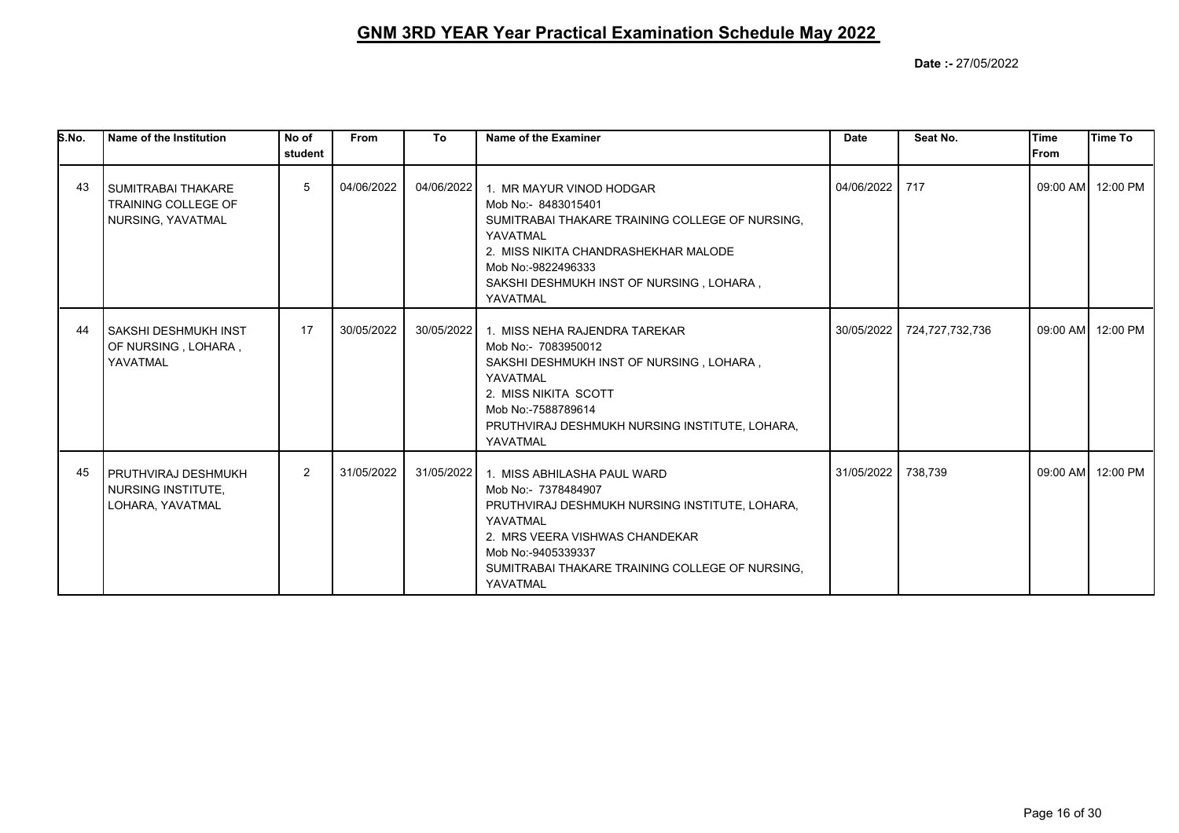# GNM 3RD YEAR Year Practical Examination Schedule May 2022

**Date :-** 27/05/2022

| S.No. | Name of the Institution | No of student | From | To | Name of the Examiner | Date | Seat No. | Time From | Time To |
|---|---|---|---|---|---|---|---|---|---|
| 43 | SUMITRABAI THAKARE TRAINING COLLEGE OF NURSING, YAVATMAL | 5 | 04/06/2022 | 04/06/2022 | 1. MR MAYUR VINOD HODGAR<br>Mob No:- 8483015401<br>SUMITRABAI THAKARE TRAINING COLLEGE OF NURSING, YAVATMAL<br>2. MISS NIKITA CHANDRASHEKHAR MALODE<br>Mob No:-9822496333<br>SAKSHI DESHMUKH INST OF NURSING , LOHARA , YAVATMAL | 04/06/2022 | 717 | 09:00 AM | 12:00 PM |
| 44 | SAKSHI DESHMUKH INST OF NURSING , LOHARA , YAVATMAL | 17 | 30/05/2022 | 30/05/2022 | 1. MISS NEHA RAJENDRA TAREKAR<br>Mob No:- 7083950012<br>SAKSHI DESHMUKH INST OF NURSING , LOHARA , YAVATMAL<br>2. MISS NIKITA SCOTT<br>Mob No:-7588789614<br>PRUTHVIRAJ DESHMUKH NURSING INSTITUTE, LOHARA, YAVATMAL | 30/05/2022 | 724,727,732,736 | 09:00 AM | 12:00 PM |
| 45 | PRUTHVIRAJ DESHMUKH NURSING INSTITUTE, LOHARA, YAVATMAL | 2 | 31/05/2022 | 31/05/2022 | 1. MISS ABHILASHA PAUL WARD<br>Mob No:- 7378484907<br>PRUTHVIRAJ DESHMUKH NURSING INSTITUTE, LOHARA, YAVATMAL<br>2. MRS VEERA VISHWAS CHANDEKAR<br>Mob No:-9405339337<br>SUMITRABAI THAKARE TRAINING COLLEGE OF NURSING, YAVATMAL | 31/05/2022 | 738,739 | 09:00 AM | 12:00 PM |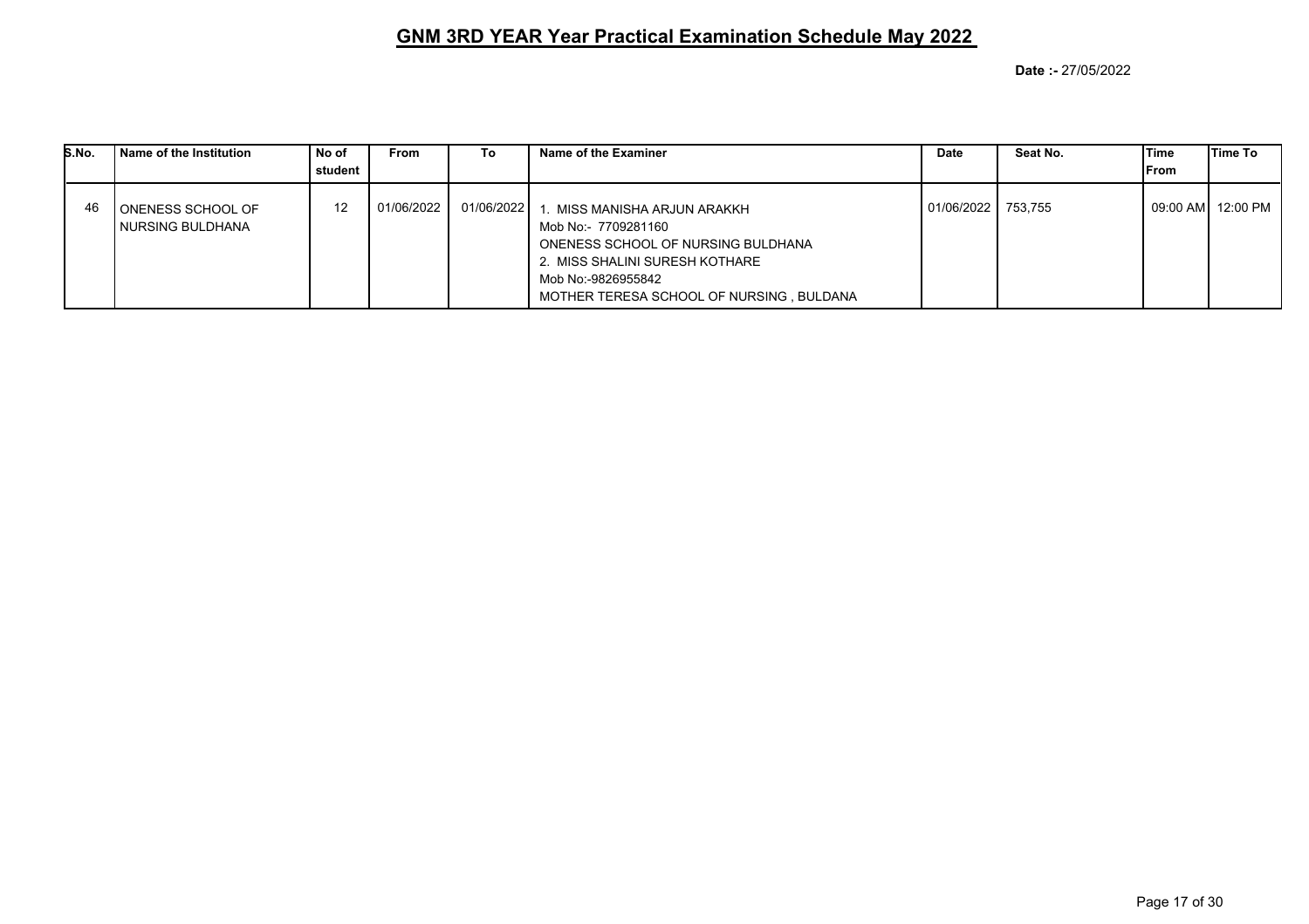# GNM 3RD YEAR Year Practical Examination Schedule May 2022

**Date :-** 27/05/2022

| S.No. | Name of the Institution | No of student | From | To | Name of the Examiner | Date | Seat No. | Time From | Time To |
|---|---|---|---|---|---|---|---|---|---|
| 46 | ONENESS SCHOOL OF NURSING BULDHANA | 12 | 01/06/2022 | 01/06/2022 | 1. MISS MANISHA ARJUN ARAKKH<br>Mob No:- 7709281160<br>ONENESS SCHOOL OF NURSING BULDHANA<br>2. MISS SHALINI SURESH KOTHARE<br>Mob No:-9826955842<br>MOTHER TERESA SCHOOL OF NURSING , BULDANA | 01/06/2022 | 753,755 | 09:00 AM | 12:00 PM |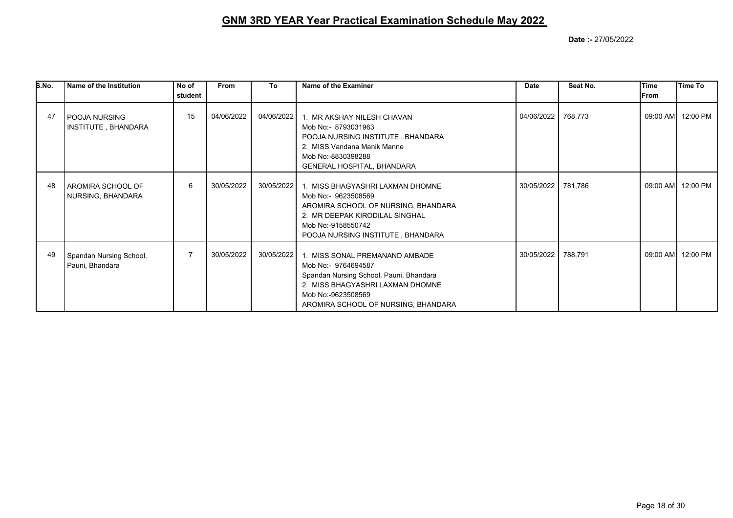# GNM 3RD YEAR Year Practical Examination Schedule May 2022

**Date :-** 27/05/2022

| S.No. | Name of the Institution | No of student | From | To | Name of the Examiner | Date | Seat No. | Time From | Time To |
|---|---|---|---|---|---|---|---|---|---|
| 47 | POOJA NURSING INSTITUTE , BHANDARA | 15 | 04/06/2022 | 04/06/2022 | 1. MR AKSHAY NILESH CHAVAN<br>Mob No:- 8793031963<br>POOJA NURSING INSTITUTE , BHANDARA<br>2. MISS Vandana Manik Manne<br>Mob No:-8830398288<br>GENERAL HOSPITAL, BHANDARA | 04/06/2022 | 768,773 | 09:00 AM | 12:00 PM |
| 48 | AROMIRA SCHOOL OF NURSING, BHANDARA | 6 | 30/05/2022 | 30/05/2022 | 1. MISS BHAGYASHRI LAXMAN DHOMNE<br>Mob No:- 9623508569<br>AROMIRA SCHOOL OF NURSING, BHANDARA<br>2. MR DEEPAK KIRODILAL SINGHAL<br>Mob No:-9158550742<br>POOJA NURSING INSTITUTE , BHANDARA | 30/05/2022 | 781,786 | 09:00 AM | 12:00 PM |
| 49 | Spandan Nursing School, Pauni, Bhandara | 7 | 30/05/2022 | 30/05/2022 | 1. MISS SONAL PREMANAND AMBADE<br>Mob No:- 9764694587<br>Spandan Nursing School, Pauni, Bhandara<br>2. MISS BHAGYASHRI LAXMAN DHOMNE<br>Mob No:-9623508569<br>AROMIRA SCHOOL OF NURSING, BHANDARA | 30/05/2022 | 788,791 | 09:00 AM | 12:00 PM |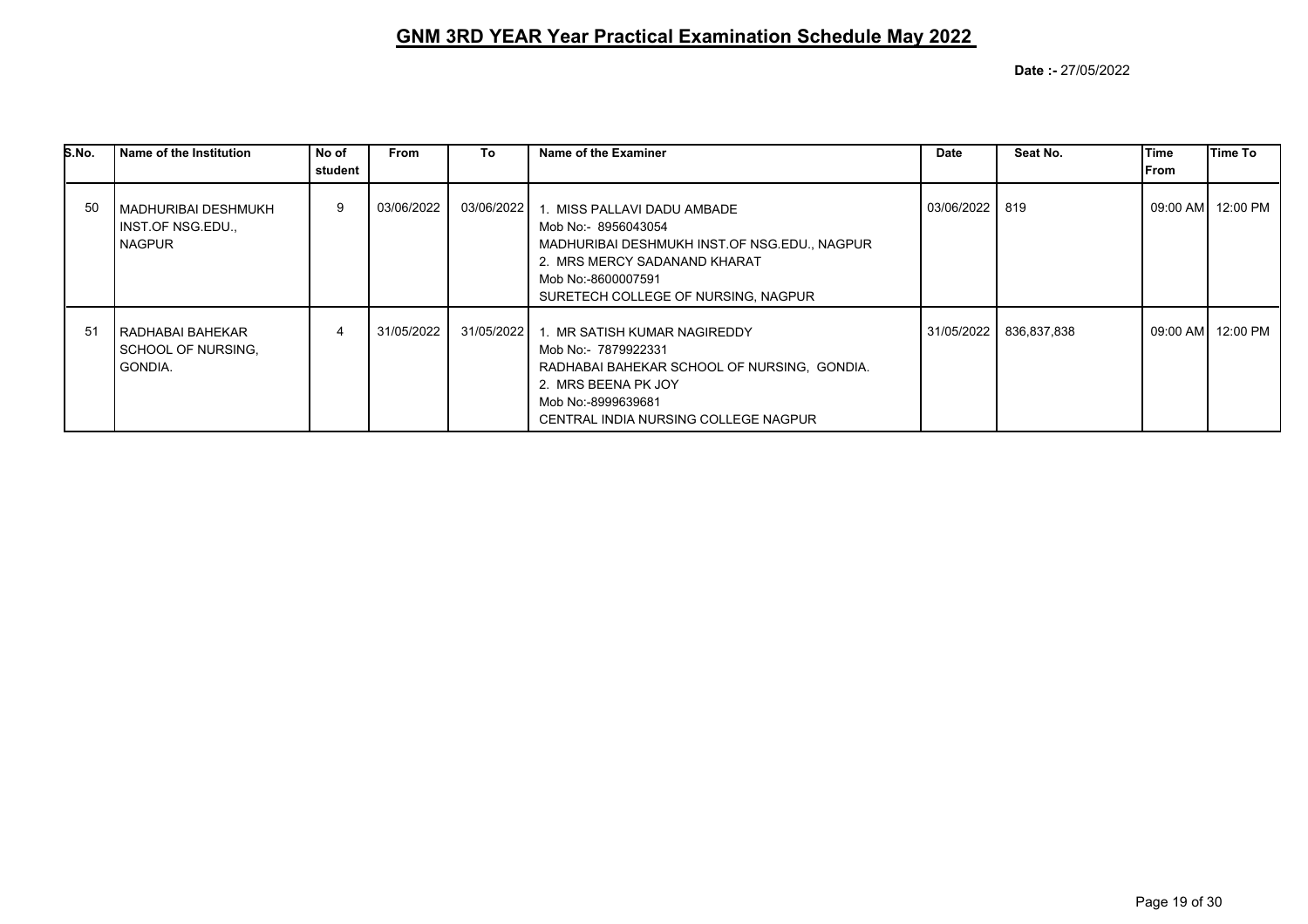# GNM 3RD YEAR Year Practical Examination Schedule May 2022

**Date :-** 27/05/2022

| S.No. | Name of the Institution | No of student | From | To | Name of the Examiner | Date | Seat No. | Time From | Time To |
|---|---|---|---|---|---|---|---|---|---|
| 50 | MADHURIBAI DESHMUKH INST.OF NSG.EDU., NAGPUR | 9 | 03/06/2022 | 03/06/2022 | 1. MISS PALLAVI DADU AMBADE<br>Mob No:- 8956043054<br>MADHURIBAI DESHMUKH INST.OF NSG.EDU., NAGPUR<br>2. MRS MERCY SADANAND KHARAT<br>Mob No:-8600007591<br>SURETECH COLLEGE OF NURSING, NAGPUR | 03/06/2022 | 819 | 09:00 AM | 12:00 PM |
| 51 | RADHABAI BAHEKAR SCHOOL OF NURSING, GONDIA. | 4 | 31/05/2022 | 31/05/2022 | 1. MR SATISH KUMAR NAGIREDDY<br>Mob No:- 7879922331<br>RADHABAI BAHEKAR SCHOOL OF NURSING, GONDIA.<br>2. MRS BEENA PK JOY<br>Mob No:-8999639681<br>CENTRAL INDIA NURSING COLLEGE NAGPUR | 31/05/2022 | 836,837,838 | 09:00 AM | 12:00 PM |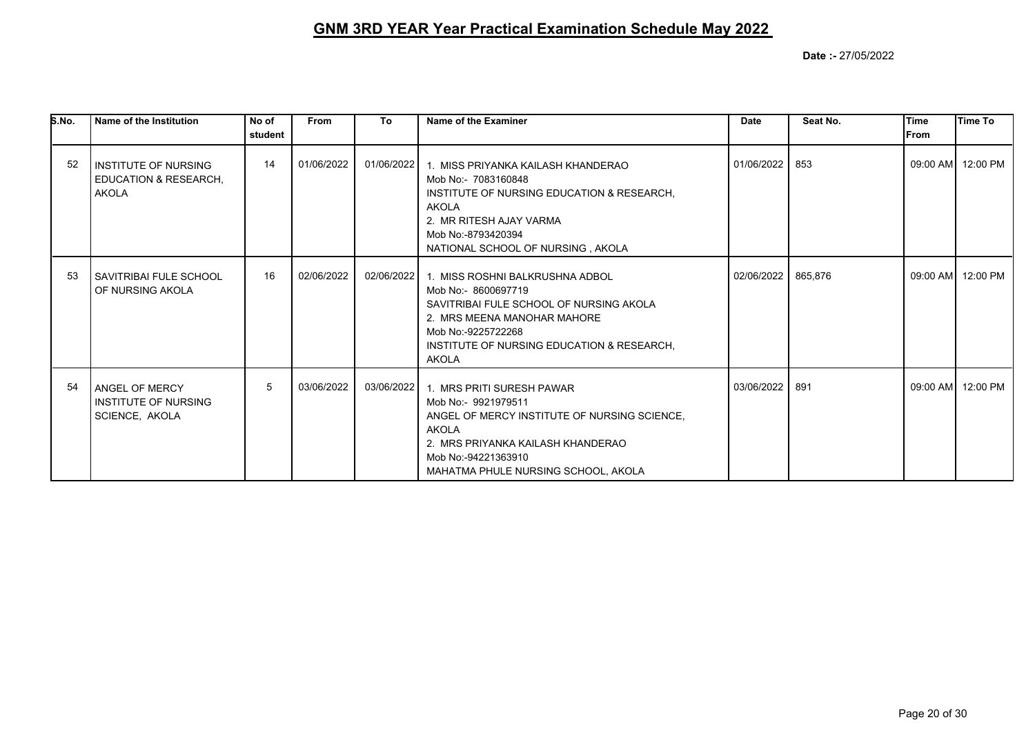# GNM 3RD YEAR Year Practical Examination Schedule May 2022

**Date :-** 27/05/2022

| S.No. | Name of the Institution | No of student | From | To | Name of the Examiner | Date | Seat No. | Time From | Time To |
|---|---|---|---|---|---|---|---|---|---|
| 52 | INSTITUTE OF NURSING EDUCATION & RESEARCH, AKOLA | 14 | 01/06/2022 | 01/06/2022 | 1. MISS PRIYANKA KAILASH KHANDERAO<br>Mob No:- 7083160848<br>INSTITUTE OF NURSING EDUCATION & RESEARCH, AKOLA<br>2. MR RITESH AJAY VARMA<br>Mob No:-8793420394<br>NATIONAL SCHOOL OF NURSING , AKOLA | 01/06/2022 | 853 | 09:00 AM | 12:00 PM |
| 53 | SAVITRIBAI FULE SCHOOL OF NURSING AKOLA | 16 | 02/06/2022 | 02/06/2022 | 1. MISS ROSHNI BALKRUSHNA ADBOL<br>Mob No:- 8600697719<br>SAVITRIBAI FULE SCHOOL OF NURSING AKOLA<br>2. MRS MEENA MANOHAR MAHORE<br>Mob No:-9225722268<br>INSTITUTE OF NURSING EDUCATION & RESEARCH, AKOLA | 02/06/2022 | 865,876 | 09:00 AM | 12:00 PM |
| 54 | ANGEL OF MERCY INSTITUTE OF NURSING SCIENCE, AKOLA | 5 | 03/06/2022 | 03/06/2022 | 1. MRS PRITI SURESH PAWAR<br>Mob No:- 9921979511<br>ANGEL OF MERCY INSTITUTE OF NURSING SCIENCE, AKOLA<br>2. MRS PRIYANKA KAILASH KHANDERAO<br>Mob No:-94221363910<br>MAHATMA PHULE NURSING SCHOOL, AKOLA | 03/06/2022 | 891 | 09:00 AM | 12:00 PM |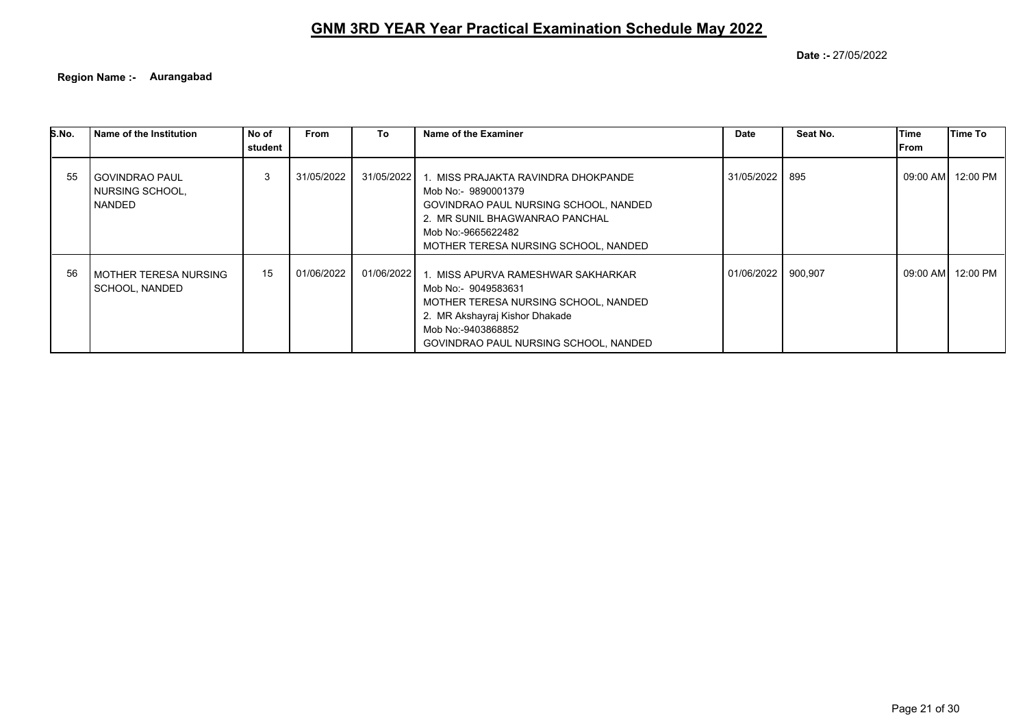# GNM 3RD YEAR Year Practical Examination Schedule May 2022

**Date :-** 27/05/2022

**Region Name :- Aurangabad**

| S.No. | Name of the Institution | No of student | From | To | Name of the Examiner | Date | Seat No. | Time From | Time To |
|---|---|---|---|---|---|---|---|---|---|
| 55 | GOVINDRAO PAUL NURSING SCHOOL, NANDED | 3 | 31/05/2022 | 31/05/2022 | 1. MISS PRAJAKTA RAVINDRA DHOKPANDE<br>Mob No:- 9890001379<br>GOVINDRAO PAUL NURSING SCHOOL, NANDED<br>2. MR SUNIL BHAGWANRAO PANCHAL<br>Mob No:-9665622482<br>MOTHER TERESA NURSING SCHOOL, NANDED | 31/05/2022 | 895 | 09:00 AM | 12:00 PM |
| 56 | MOTHER TERESA NURSING SCHOOL, NANDED | 15 | 01/06/2022 | 01/06/2022 | 1. MISS APURVA RAMESHWAR SAKHARKAR<br>Mob No:- 9049583631<br>MOTHER TERESA NURSING SCHOOL, NANDED<br>2. MR Akshayraj Kishor Dhakade<br>Mob No:-9403868852<br>GOVINDRAO PAUL NURSING SCHOOL, NANDED | 01/06/2022 | 900,907 | 09:00 AM | 12:00 PM |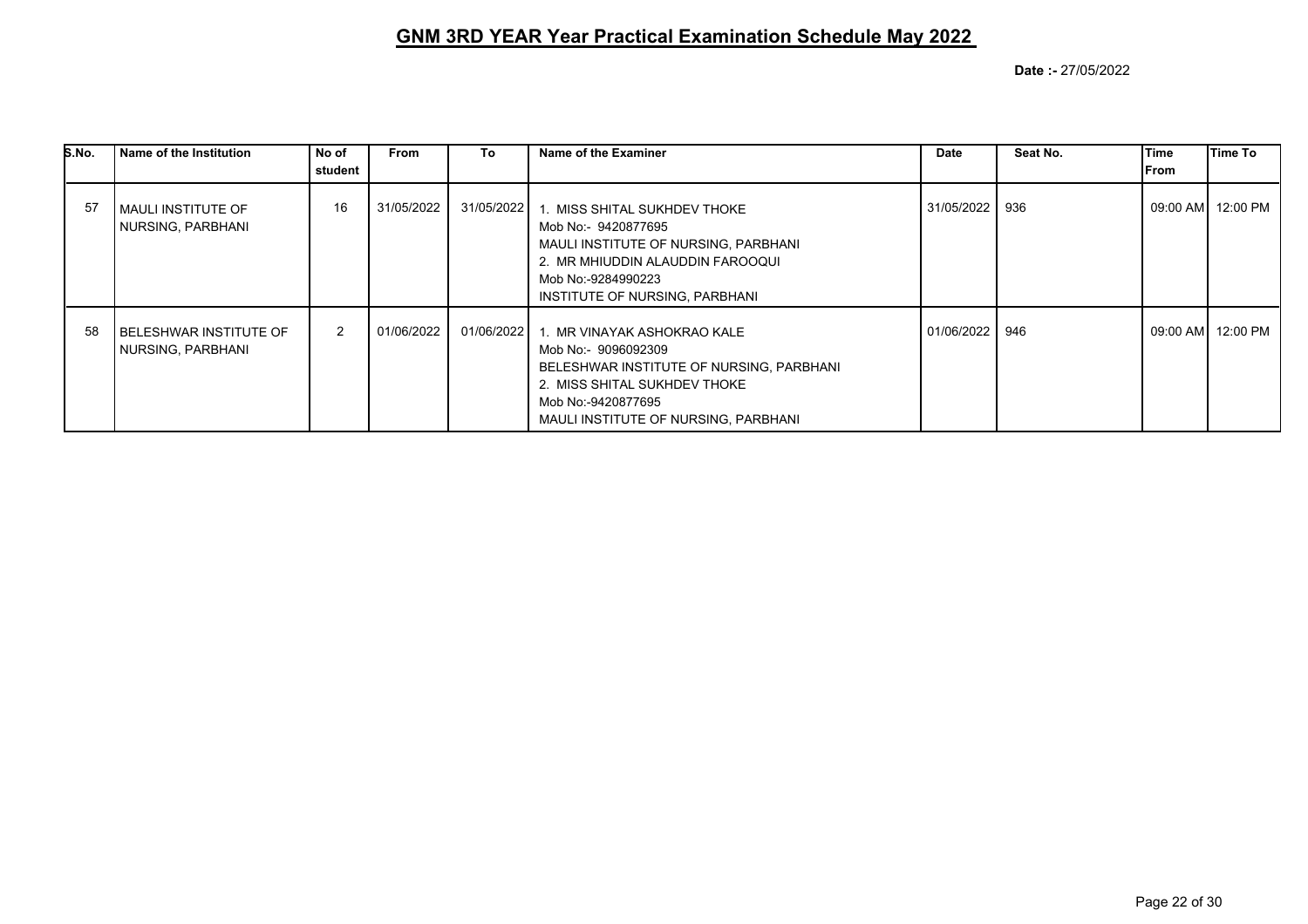# GNM 3RD YEAR Year Practical Examination Schedule May 2022

**Date :-** 27/05/2022

| S.No. | Name of the Institution | No of student | From | To | Name of the Examiner | Date | Seat No. | Time From | Time To |
|---|---|---|---|---|---|---|---|---|---|
| 57 | MAULI INSTITUTE OF NURSING, PARBHANI | 16 | 31/05/2022 | 31/05/2022 | 1. MISS SHITAL SUKHDEV THOKE<br>Mob No:- 9420877695<br>MAULI INSTITUTE OF NURSING, PARBHANI<br>2. MR MHIUDDIN ALAUDDIN FAROOQUI<br>Mob No:-9284990223<br>INSTITUTE OF NURSING, PARBHANI | 31/05/2022 | 936 | 09:00 AM | 12:00 PM |
| 58 | BELESHWAR INSTITUTE OF NURSING, PARBHANI | 2 | 01/06/2022 | 01/06/2022 | 1. MR VINAYAK ASHOKRAO KALE<br>Mob No:- 9096092309<br>BELESHWAR INSTITUTE OF NURSING, PARBHANI<br>2. MISS SHITAL SUKHDEV THOKE<br>Mob No:-9420877695<br>MAULI INSTITUTE OF NURSING, PARBHANI | 01/06/2022 | 946 | 09:00 AM | 12:00 PM |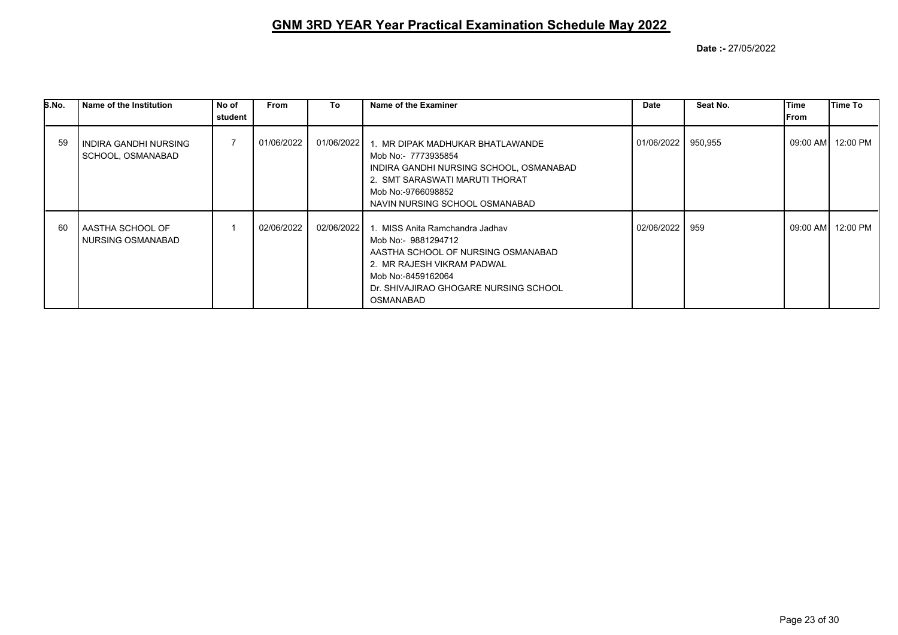# GNM 3RD YEAR Year Practical Examination Schedule May 2022

**Date :-** 27/05/2022

| S.No. | Name of the Institution | No of student | From | To | Name of the Examiner | Date | Seat No. | Time From | Time To |
|---|---|---|---|---|---|---|---|---|---|
| 59 | INDIRA GANDHI NURSING SCHOOL, OSMANABAD | 7 | 01/06/2022 | 01/06/2022 | 1. MR DIPAK MADHUKAR BHATLAWANDE<br>Mob No:- 7773935854<br>INDIRA GANDHI NURSING SCHOOL, OSMANABAD<br>2. SMT SARASWATI MARUTI THORAT<br>Mob No:-9766098852<br>NAVIN NURSING SCHOOL OSMANABAD | 01/06/2022 | 950,955 | 09:00 AM | 12:00 PM |
| 60 | AASTHA SCHOOL OF NURSING OSMANABAD | 1 | 02/06/2022 | 02/06/2022 | 1. MISS Anita Ramchandra Jadhav<br>Mob No:- 9881294712<br>AASTHA SCHOOL OF NURSING OSMANABAD<br>2. MR RAJESH VIKRAM PADWAL<br>Mob No:-8459162064<br>Dr. SHIVAJIRAO GHOGARE NURSING SCHOOL OSMANABAD | 02/06/2022 | 959 | 09:00 AM | 12:00 PM |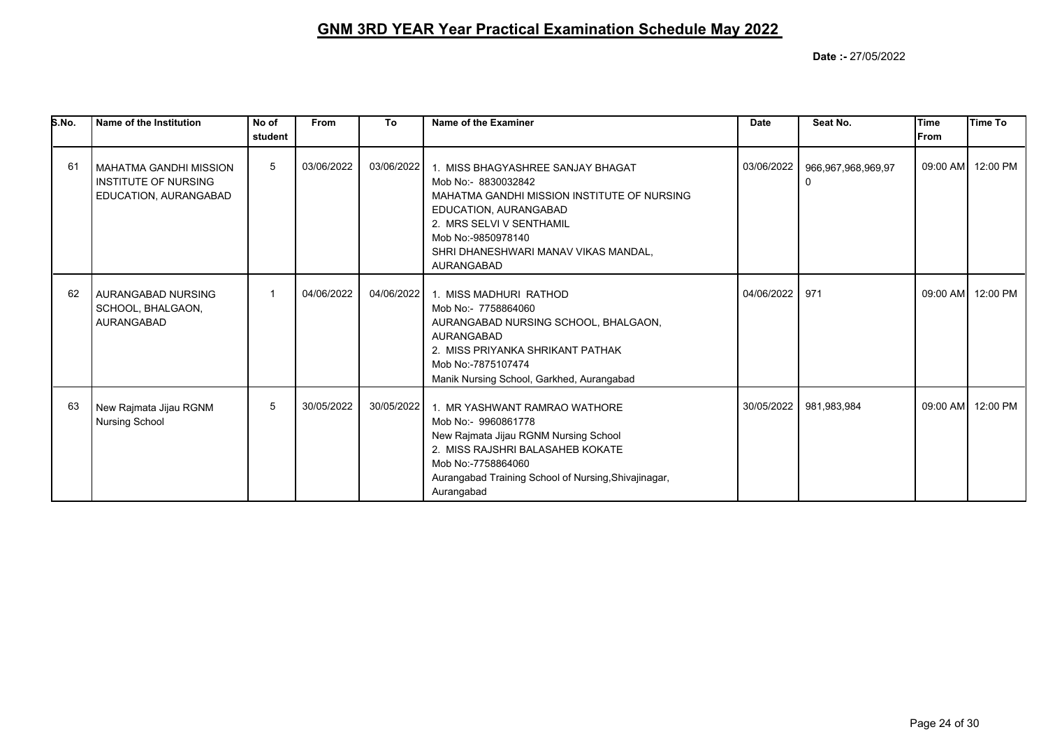# GNM 3RD YEAR Year Practical Examination Schedule May 2022

**Date :-** 27/05/2022

| S.No. | Name of the Institution | No of student | From | To | Name of the Examiner | Date | Seat No. | Time From | Time To |
|---|---|---|---|---|---|---|---|---|---|
| 61 | MAHATMA GANDHI MISSION INSTITUTE OF NURSING EDUCATION, AURANGABAD | 5 | 03/06/2022 | 03/06/2022 | 1. MISS BHAGYASHREE SANJAY BHAGAT<br>Mob No:- 8830032842<br>MAHATMA GANDHI MISSION INSTITUTE OF NURSING EDUCATION, AURANGABAD<br>2. MRS SELVI V SENTHAMIL<br>Mob No:-9850978140<br>SHRI DHANESHWARI MANAV VIKAS MANDAL, AURANGABAD | 03/06/2022 | 966,967,968,969,970 | 09:00 AM | 12:00 PM |
| 62 | AURANGABAD NURSING SCHOOL, BHALGAON, AURANGABAD | 1 | 04/06/2022 | 04/06/2022 | 1. MISS MADHURI RATHOD<br>Mob No:- 7758864060<br>AURANGABAD NURSING SCHOOL, BHALGAON, AURANGABAD<br>2. MISS PRIYANKA SHRIKANT PATHAK<br>Mob No:-7875107474<br>Manik Nursing School, Garkhed, Aurangabad | 04/06/2022 | 971 | 09:00 AM | 12:00 PM |
| 63 | New Rajmata Jijau RGNM Nursing School | 5 | 30/05/2022 | 30/05/2022 | 1. MR YASHWANT RAMRAO WATHORE<br>Mob No:- 9960861778<br>New Rajmata Jijau RGNM Nursing School<br>2. MISS RAJSHRI BALASAHEB KOKATE<br>Mob No:-7758864060<br>Aurangabad Training School of Nursing,Shivajinagar, Aurangabad | 30/05/2022 | 981,983,984 | 09:00 AM | 12:00 PM |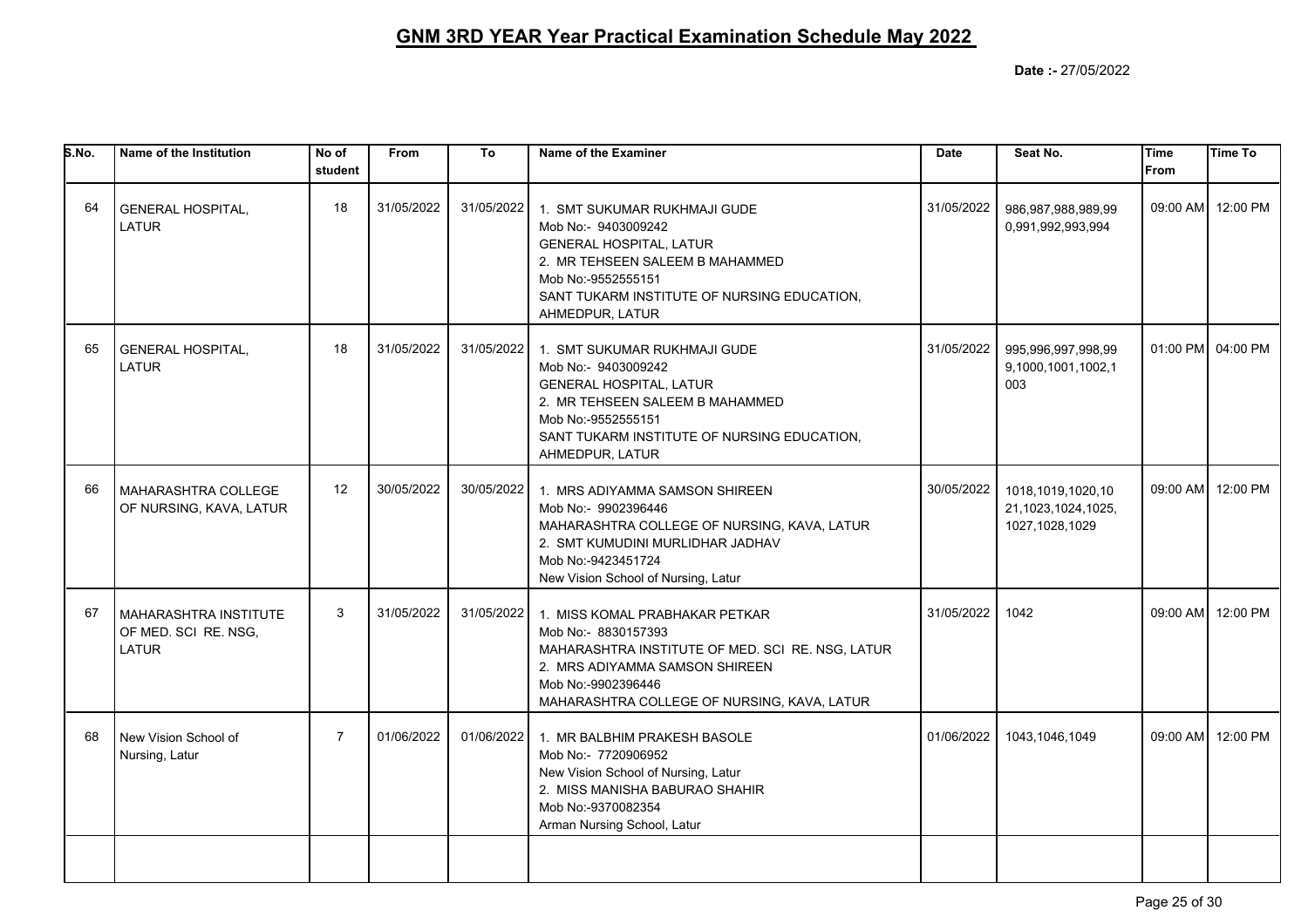# GNM 3RD YEAR Year Practical Examination Schedule May 2022

**Date :-** 27/05/2022

| S.No. | Name of the Institution | No of student | From | To | Name of the Examiner | Date | Seat No. | Time From | Time To |
|---|---|---|---|---|---|---|---|---|---|
| 64 | GENERAL HOSPITAL, LATUR | 18 | 31/05/2022 | 31/05/2022 | 1. SMT SUKUMAR RUKHMAJI GUDE<br>Mob No:- 9403009242<br>GENERAL HOSPITAL, LATUR<br>2. MR TEHSEEN SALEEM B MAHAMMED<br>Mob No:-9552555151<br>SANT TUKARM INSTITUTE OF NURSING EDUCATION, AHMEDPUR, LATUR | 31/05/2022 | 986,987,988,989,990,991,992,993,994 | 09:00 AM | 12:00 PM |
| 65 | GENERAL HOSPITAL, LATUR | 18 | 31/05/2022 | 31/05/2022 | 1. SMT SUKUMAR RUKHMAJI GUDE<br>Mob No:- 9403009242<br>GENERAL HOSPITAL, LATUR<br>2. MR TEHSEEN SALEEM B MAHAMMED<br>Mob No:-9552555151<br>SANT TUKARM INSTITUTE OF NURSING EDUCATION, AHMEDPUR, LATUR | 31/05/2022 | 995,996,997,998,999,1000,1001,1002,1003 | 01:00 PM | 04:00 PM |
| 66 | MAHARASHTRA COLLEGE OF NURSING, KAVA, LATUR | 12 | 30/05/2022 | 30/05/2022 | 1. MRS ADIYAMMA SAMSON SHIREEN<br>Mob No:- 9902396446<br>MAHARASHTRA COLLEGE OF NURSING, KAVA, LATUR<br>2. SMT KUMUDINI MURLIDHAR JADHAV<br>Mob No:-9423451724<br>New Vision School of Nursing, Latur | 30/05/2022 | 1018,1019,1020,1021,1023,1024,1025,1027,1028,1029 | 09:00 AM | 12:00 PM |
| 67 | MAHARASHTRA INSTITUTE OF MED. SCI RE. NSG, LATUR | 3 | 31/05/2022 | 31/05/2022 | 1. MISS KOMAL PRABHAKAR PETKAR<br>Mob No:- 8830157393<br>MAHARASHTRA INSTITUTE OF MED. SCI RE. NSG, LATUR<br>2. MRS ADIYAMMA SAMSON SHIREEN<br>Mob No:-9902396446<br>MAHARASHTRA COLLEGE OF NURSING, KAVA, LATUR | 31/05/2022 | 1042 | 09:00 AM | 12:00 PM |
| 68 | New Vision School of Nursing, Latur | 7 | 01/06/2022 | 01/06/2022 | 1. MR BALBHIM PRAKESH BASOLE<br>Mob No:- 7720906952<br>New Vision School of Nursing, Latur<br>2. MISS MANISHA BABURAO SHAHIR<br>Mob No:-9370082354<br>Arman Nursing School, Latur | 01/06/2022 | 1043,1046,1049 | 09:00 AM | 12:00 PM |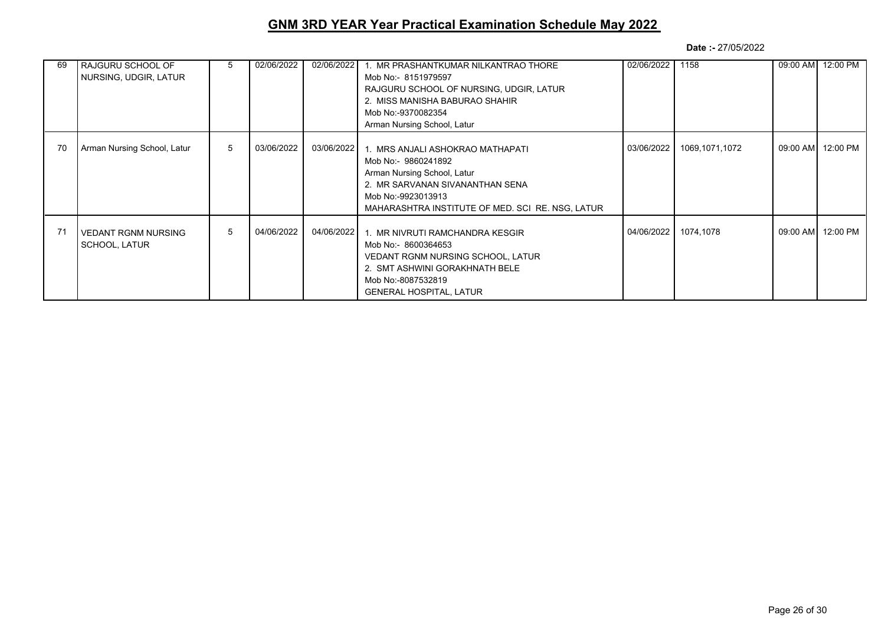# GNM 3RD YEAR Year Practical Examination Schedule May 2022

**Date :-** 27/05/2022

| | | | | | | | | | |
|---|---|---|---|---|---|---|---|---|---|
| 69 | RAJGURU SCHOOL OF NURSING, UDGIR, LATUR | 5 | 02/06/2022 | 02/06/2022 | 1. MR PRASHANTKUMAR NILKANTRAO THORE<br>Mob No:- 8151979597<br>RAJGURU SCHOOL OF NURSING, UDGIR, LATUR<br>2. MISS MANISHA BABURAO SHAHIR<br>Mob No:-9370082354<br>Arman Nursing School, Latur | 02/06/2022 | 1158 | 09:00 AM | 12:00 PM |
| 70 | Arman Nursing School, Latur | 5 | 03/06/2022 | 03/06/2022 | 1. MRS ANJALI ASHOKRAO MATHAPATI<br>Mob No:- 9860241892<br>Arman Nursing School, Latur<br>2. MR SARVANAN SIVANANTHAN SENA<br>Mob No:-9923013913<br>MAHARASHTRA INSTITUTE OF MED. SCI RE. NSG, LATUR | 03/06/2022 | 1069,1071,1072 | 09:00 AM | 12:00 PM |
| 71 | VEDANT RGNM NURSING SCHOOL, LATUR | 5 | 04/06/2022 | 04/06/2022 | 1. MR NIVRUTI RAMCHANDRA KESGIR<br>Mob No:- 8600364653<br>VEDANT RGNM NURSING SCHOOL, LATUR<br>2. SMT ASHWINI GORAKHNATH BELE<br>Mob No:-8087532819<br>GENERAL HOSPITAL, LATUR | 04/06/2022 | 1074,1078 | 09:00 AM | 12:00 PM |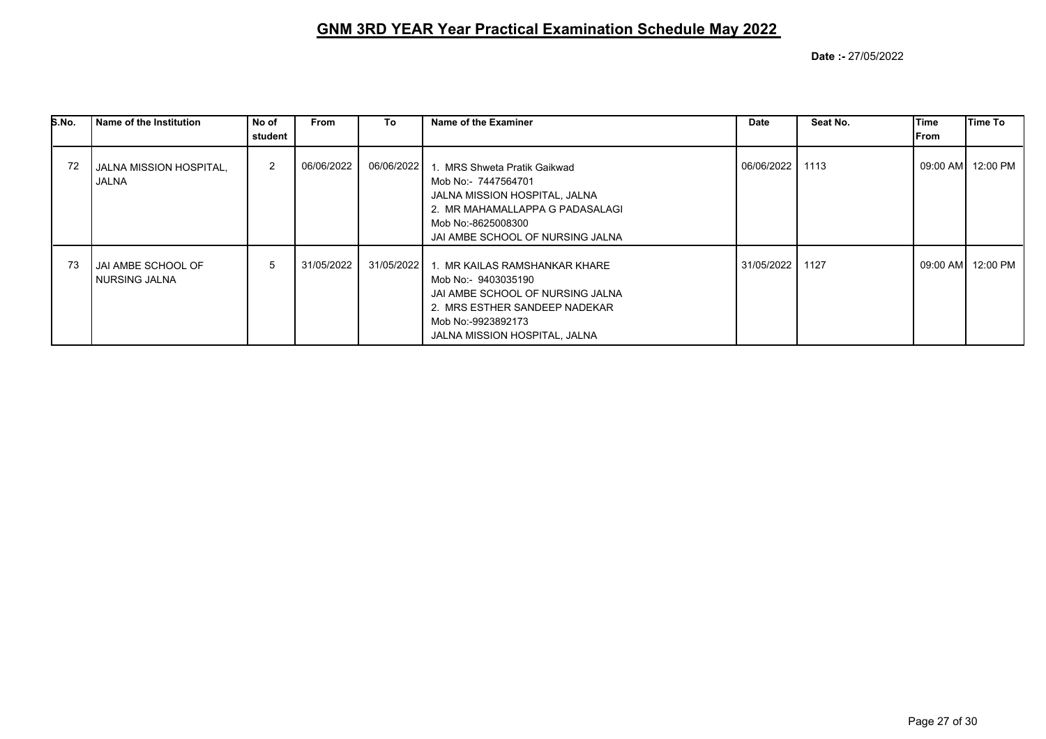# GNM 3RD YEAR Year Practical Examination Schedule May 2022

**Date :-** 27/05/2022

| S.No. | Name of the Institution | No of student | From | To | Name of the Examiner | Date | Seat No. | Time From | Time To |
|---|---|---|---|---|---|---|---|---|---|
| 72 | JALNA MISSION HOSPITAL, JALNA | 2 | 06/06/2022 | 06/06/2022 | 1. MRS Shweta Pratik Gaikwad<br>Mob No:- 7447564701<br>JALNA MISSION HOSPITAL, JALNA<br>2. MR MAHAMALLAPPA G PADASALAGI<br>Mob No:-8625008300<br>JAI AMBE SCHOOL OF NURSING JALNA | 06/06/2022 | 1113 | 09:00 AM | 12:00 PM |
| 73 | JAI AMBE SCHOOL OF NURSING JALNA | 5 | 31/05/2022 | 31/05/2022 | 1. MR KAILAS RAMSHANKAR KHARE<br>Mob No:- 9403035190<br>JAI AMBE SCHOOL OF NURSING JALNA<br>2. MRS ESTHER SANDEEP NADEKAR<br>Mob No:-9923892173<br>JALNA MISSION HOSPITAL, JALNA | 31/05/2022 | 1127 | 09:00 AM | 12:00 PM |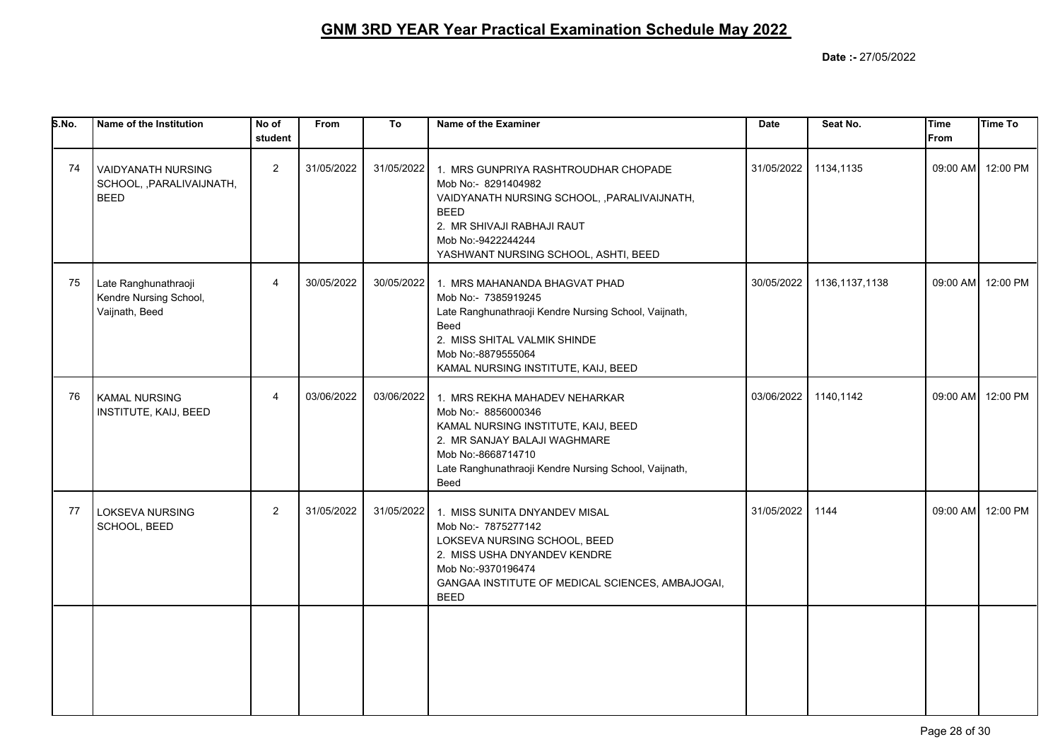# GNM 3RD YEAR Year Practical Examination Schedule May 2022

**Date :-** 27/05/2022

| S.No. | Name of the Institution | No of student | From | To | Name of the Examiner | Date | Seat No. | Time From | Time To |
|---|---|---|---|---|---|---|---|---|---|
| 74 | VAIDYANATH NURSING SCHOOL, ,PARALIVAIJNATH, BEED | 2 | 31/05/2022 | 31/05/2022 | 1. MRS GUNPRIYA RASHTROUDHAR CHOPADE Mob No:- 8291404982 VAIDYANATH NURSING SCHOOL, ,PARALIVAIJNATH, BEED 2. MR SHIVAJI RABHAJI RAUT Mob No:-9422244244 YASHWANT NURSING SCHOOL, ASHTI, BEED | 31/05/2022 | 1134,1135 | 09:00 AM | 12:00 PM |
| 75 | Late Ranghunathraoji Kendre Nursing School, Vaijnath, Beed | 4 | 30/05/2022 | 30/05/2022 | 1. MRS MAHANANDA BHAGVAT PHAD Mob No:- 7385919245 Late Ranghunathraoji Kendre Nursing School, Vaijnath, Beed 2. MISS SHITAL VALMIK SHINDE Mob No:-8879555064 KAMAL NURSING INSTITUTE, KAIJ, BEED | 30/05/2022 | 1136,1137,1138 | 09:00 AM | 12:00 PM |
| 76 | KAMAL NURSING INSTITUTE, KAIJ, BEED | 4 | 03/06/2022 | 03/06/2022 | 1. MRS REKHA MAHADEV NEHARKAR Mob No:- 8856000346 KAMAL NURSING INSTITUTE, KAIJ, BEED 2. MR SANJAY BALAJI WAGHMARE Mob No:-8668714710 Late Ranghunathraoji Kendre Nursing School, Vaijnath, Beed | 03/06/2022 | 1140,1142 | 09:00 AM | 12:00 PM |
| 77 | LOKSEVA NURSING SCHOOL, BEED | 2 | 31/05/2022 | 31/05/2022 | 1. MISS SUNITA DNYANDEV MISAL Mob No:- 7875277142 LOKSEVA NURSING SCHOOL, BEED 2. MISS USHA DNYANDEV KENDRE Mob No:-9370196474 GANGAA INSTITUTE OF MEDICAL SCIENCES, AMBAJOGAI, BEED | 31/05/2022 | 1144 | 09:00 AM | 12:00 PM |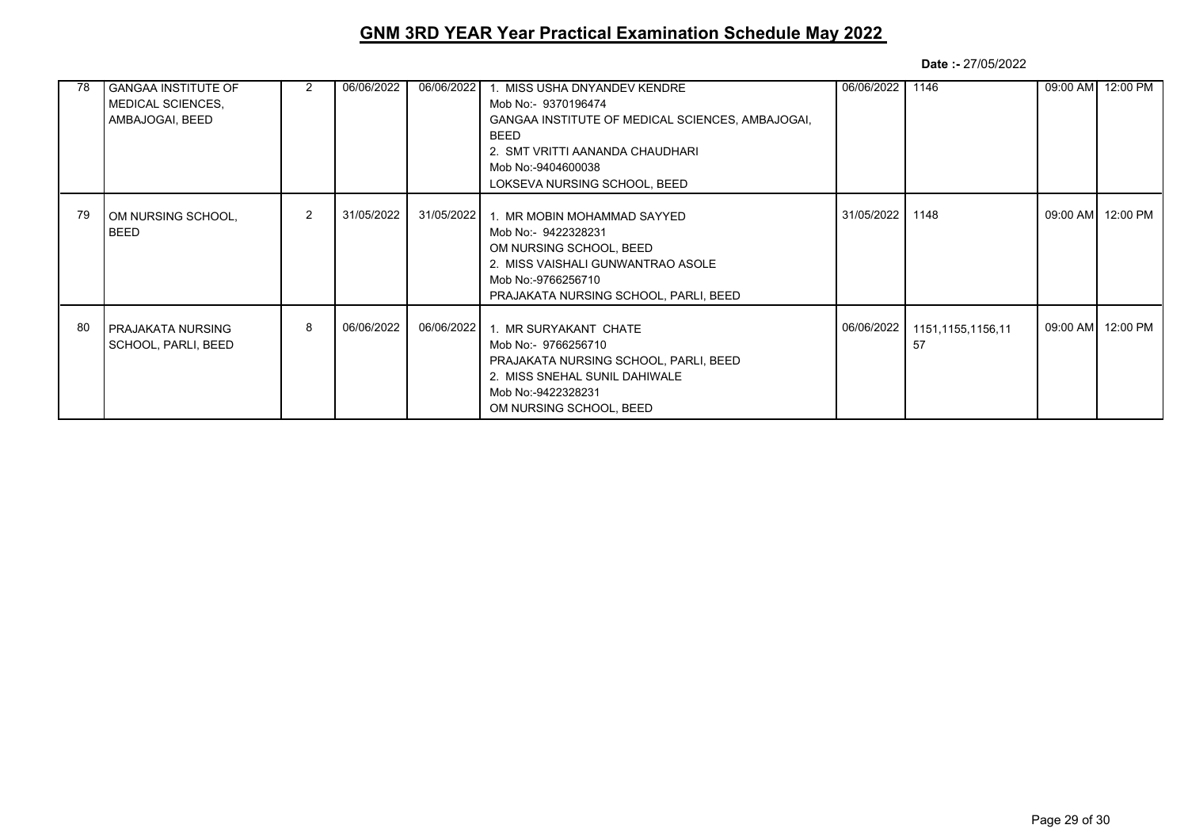# GNM 3RD YEAR Year Practical Examination Schedule May 2022

**Date :-** 27/05/2022

| | | | | | | | | | |
|---|---|---|---|---|---|---|---|---|---|
| 78 | GANGAA INSTITUTE OF MEDICAL SCIENCES, AMBAJOGAI, BEED | 2 | 06/06/2022 | 06/06/2022 | 1. MISS USHA DNYANDEV KENDRE<br>Mob No:- 9370196474<br>GANGAA INSTITUTE OF MEDICAL SCIENCES, AMBAJOGAI, BEED<br>2. SMT VRITTI AANANDA CHAUDHARI<br>Mob No:-9404600038<br>LOKSEVA NURSING SCHOOL, BEED | 06/06/2022 | 1146 | 09:00 AM | 12:00 PM |
| 79 | OM NURSING SCHOOL, BEED | 2 | 31/05/2022 | 31/05/2022 | 1. MR MOBIN MOHAMMAD SAYYED<br>Mob No:- 9422328231<br>OM NURSING SCHOOL, BEED<br>2. MISS VAISHALI GUNWANTRAO ASOLE<br>Mob No:-9766256710<br>PRAJAKATA NURSING SCHOOL, PARLI, BEED | 31/05/2022 | 1148 | 09:00 AM | 12:00 PM |
| 80 | PRAJAKATA NURSING SCHOOL, PARLI, BEED | 8 | 06/06/2022 | 06/06/2022 | 1. MR SURYAKANT CHATE<br>Mob No:- 9766256710<br>PRAJAKATA NURSING SCHOOL, PARLI, BEED<br>2. MISS SNEHAL SUNIL DAHIWALE<br>Mob No:-9422328231<br>OM NURSING SCHOOL, BEED | 06/06/2022 | 1151,1155,1156,1157 | 09:00 AM | 12:00 PM |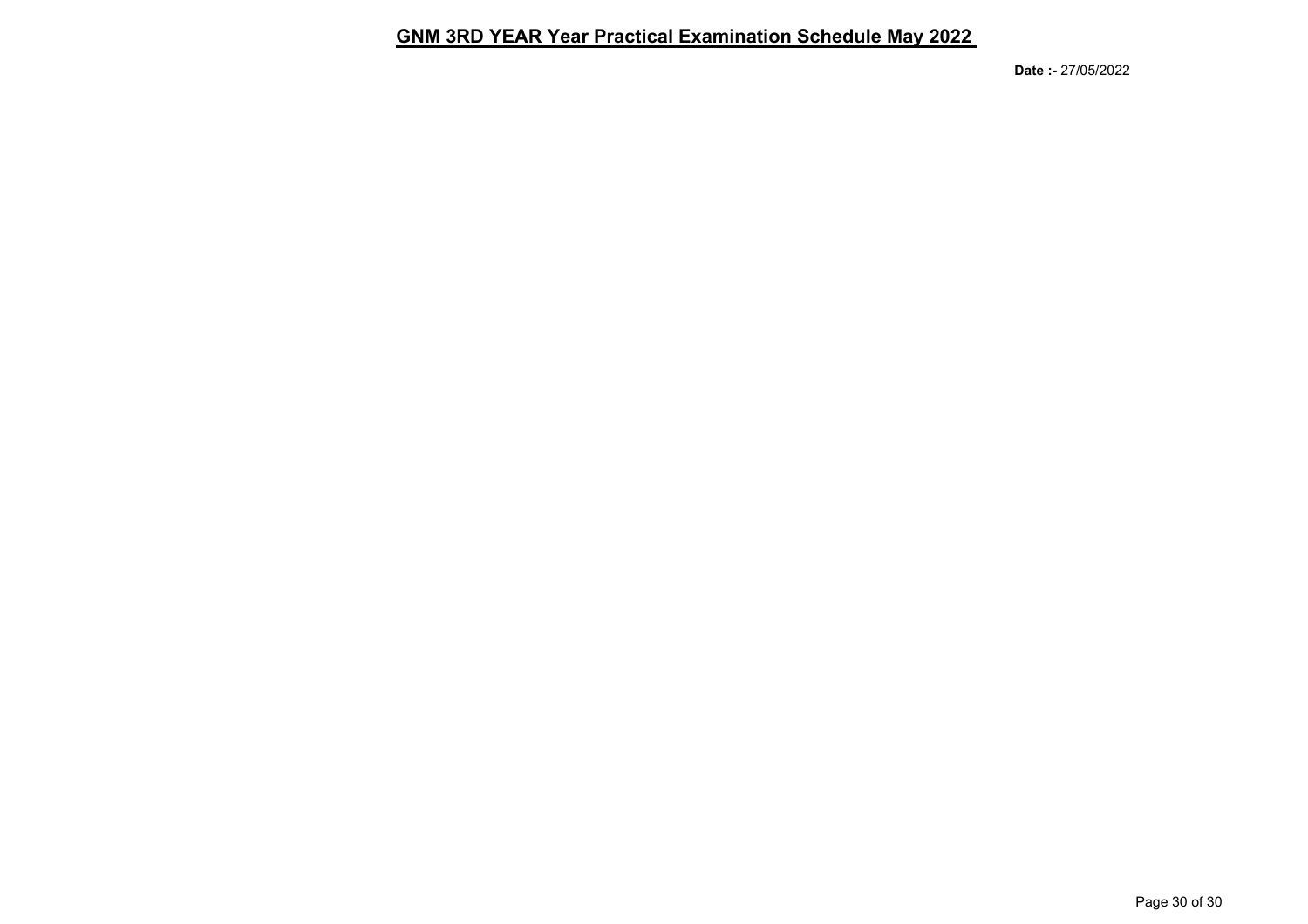# GNM 3RD YEAR Year Practical Examination Schedule May 2022

**Date :-** 27/05/2022